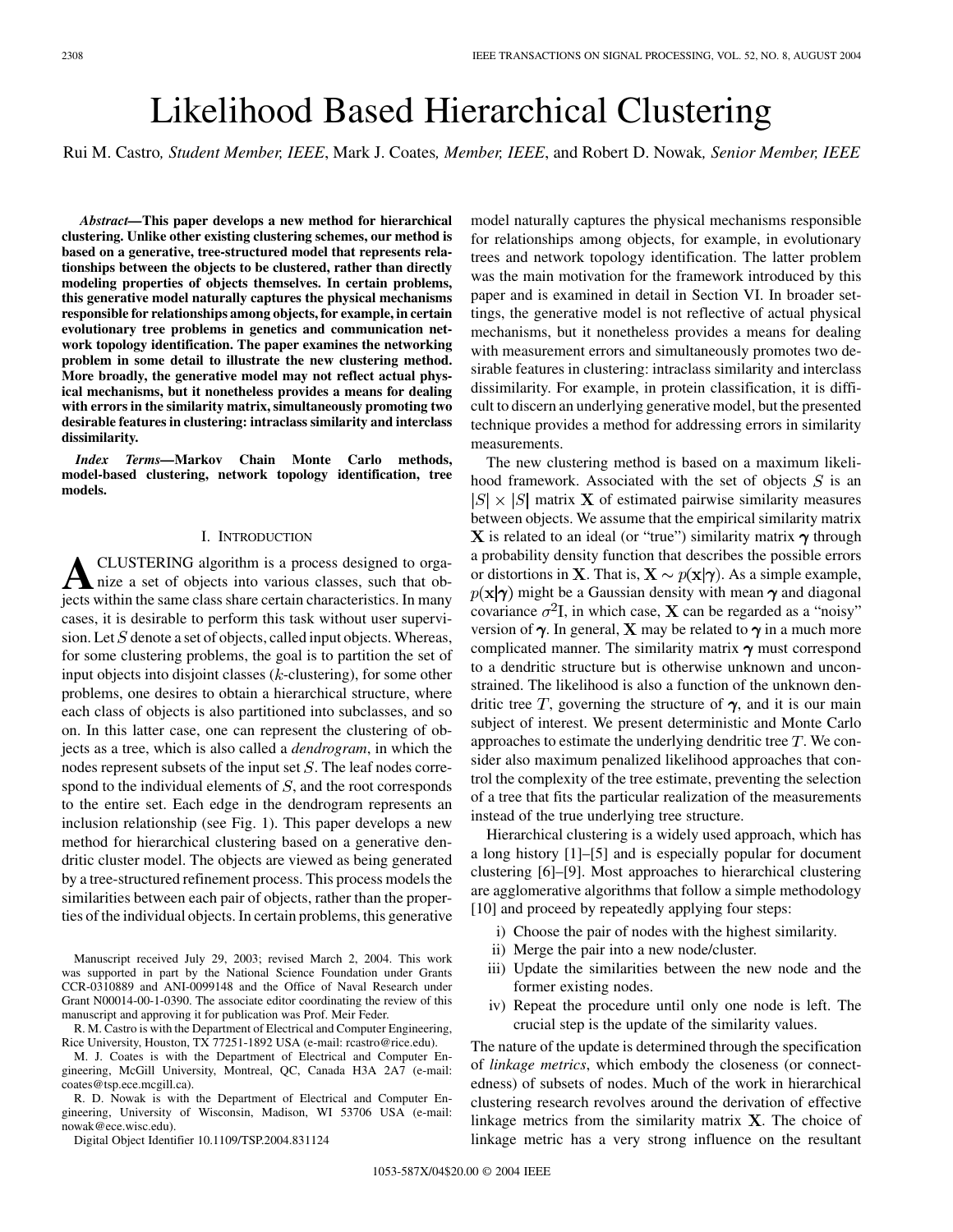# Likelihood Based Hierarchical Clustering

Rui M. Castro, *Student Member, IEEE*, Mark J. Coates, *Member, IEEE*, and Robert D. Nowak, *Senior Member, IEEE*

***Abstract*—This paper develops a new method for hierarchical clustering. Unlike other existing clustering schemes, our method is based on a generative, tree-structured model that represents relationships between the objects to be clustered, rather than directly modeling properties of objects themselves. In certain problems, this generative model naturally captures the physical mechanisms responsible for relationships among objects, for example, in certain evolutionary tree problems in genetics and communication network topology identification. The paper examines the networking problem in some detail to illustrate the new clustering method. More broadly, the generative model may not reflect actual physical mechanisms, but it nonetheless provides a means for dealing with errors in the similarity matrix, simultaneously promoting two desirable features in clustering: intraclass similarity and interclass dissimilarity.**

***Index Terms*—Markov Chain Monte Carlo methods, model-based clustering, network topology identification, tree models.**

## I. Introduction

A CLUSTERING algorithm is a process designed to organize a set of objects into various classes, such that objects within the same class share certain characteristics. In many cases, it is desirable to perform this task without user supervision. Let $S$ denote a set of objects, called input objects. Whereas, for some clustering problems, the goal is to partition the set of input objects into disjoint classes ($k$-clustering), for some other problems, one desires to obtain a hierarchical structure, where each class of objects is also partitioned into subclasses, and so on. In this latter case, one can represent the clustering of objects as a tree, which is also called a *dendrogram*, in which the nodes represent subsets of the input set $S$. The leaf nodes correspond to the individual elements of $S$, and the root corresponds to the entire set. Each edge in the dendrogram represents an inclusion relationship (see Fig. 1). This paper develops a new method for hierarchical clustering based on a generative dendritic cluster model. The objects are viewed as being generated by a tree-structured refinement process. This process models the similarities between each pair of objects, rather than the properties of the individual objects. In certain problems, this generative model naturally captures the physical mechanisms responsible for relationships among objects, for example, in evolutionary trees and network topology identification. The latter problem was the main motivation for the framework introduced by this paper and is examined in detail in Section VI. In broader settings, the generative model is not reflective of actual physical mechanisms, but it nonetheless provides a means for dealing with measurement errors and simultaneously promotes two desirable features in clustering: intraclass similarity and interclass dissimilarity. For example, in protein classification, it is difficult to discern an underlying generative model, but the presented technique provides a method for addressing errors in similarity measurements.

The new clustering method is based on a maximum likelihood framework. Associated with the set of objects $S$ is an $|S| \times |S|$ matrix $\mathbf{X}$ of estimated pairwise similarity measures between objects. We assume that the empirical similarity matrix $\mathbf{X}$ is related to an ideal (or "true") similarity matrix $\boldsymbol{\gamma}$ through a probability density function that describes the possible errors or distortions in $\mathbf{X}$. That is, $\mathbf{X} \sim p(\mathbf{x}|\boldsymbol{\gamma})$. As a simple example, $p(\mathbf{x}|\boldsymbol{\gamma})$ might be a Gaussian density with mean $\boldsymbol{\gamma}$ and diagonal covariance $\sigma^2\mathrm{I}$, in which case, $\mathbf{X}$ can be regarded as a "noisy" version of $\boldsymbol{\gamma}$. In general, $\mathbf{X}$ may be related to $\boldsymbol{\gamma}$ in a much more complicated manner. The similarity matrix $\boldsymbol{\gamma}$ must correspond to a dendritic structure but is otherwise unknown and unconstrained. The likelihood is also a function of the unknown dendritic tree $T$, governing the structure of $\boldsymbol{\gamma}$, and it is our main subject of interest. We present deterministic and Monte Carlo approaches to estimate the underlying dendritic tree $T$. We consider also maximum penalized likelihood approaches that control the complexity of the tree estimate, preventing the selection of a tree that fits the particular realization of the measurements instead of the true underlying tree structure.

Hierarchical clustering is a widely used approach, which has a long history [1]–[5] and is especially popular for document clustering [6]–[9]. Most approaches to hierarchical clustering are agglomerative algorithms that follow a simple methodology [10] and proceed by repeatedly applying four steps:

i) Choose the pair of nodes with the highest similarity.
ii) Merge the pair into a new node/cluster.
iii) Update the similarities between the new node and the former existing nodes.
iv) Repeat the procedure until only one node is left. The crucial step is the update of the similarity values.

The nature of the update is determined through the specification of *linkage metrics*, which embody the closeness (or connectedness) of subsets of nodes. Much of the work in hierarchical clustering research revolves around the derivation of effective linkage metrics from the similarity matrix $\mathbf{X}$. The choice of linkage metric has a very strong influence on the resultant

Manuscript received July 29, 2003; revised March 2, 2004. This work was supported in part by the National Science Foundation under Grants CCR-0310889 and ANI-0099148 and the Office of Naval Research under Grant N00014-00-1-0390. The associate editor coordinating the review of this manuscript and approving it for publication was Prof. Meir Feder.

R. M. Castro is with the Department of Electrical and Computer Engineering, Rice University, Houston, TX 77251-1892 USA (e-mail: rcastro@rice.edu).

M. J. Coates is with the Department of Electrical and Computer Engineering, McGill University, Montreal, QC, Canada H3A 2A7 (e-mail: coates@tsp.ece.mcgill.ca).

R. D. Nowak is with the Department of Electrical and Computer Engineering, University of Wisconsin, Madison, WI 53706 USA (e-mail: nowak@ece.wisc.edu).

Digital Object Identifier 10.1109/TSP.2004.831124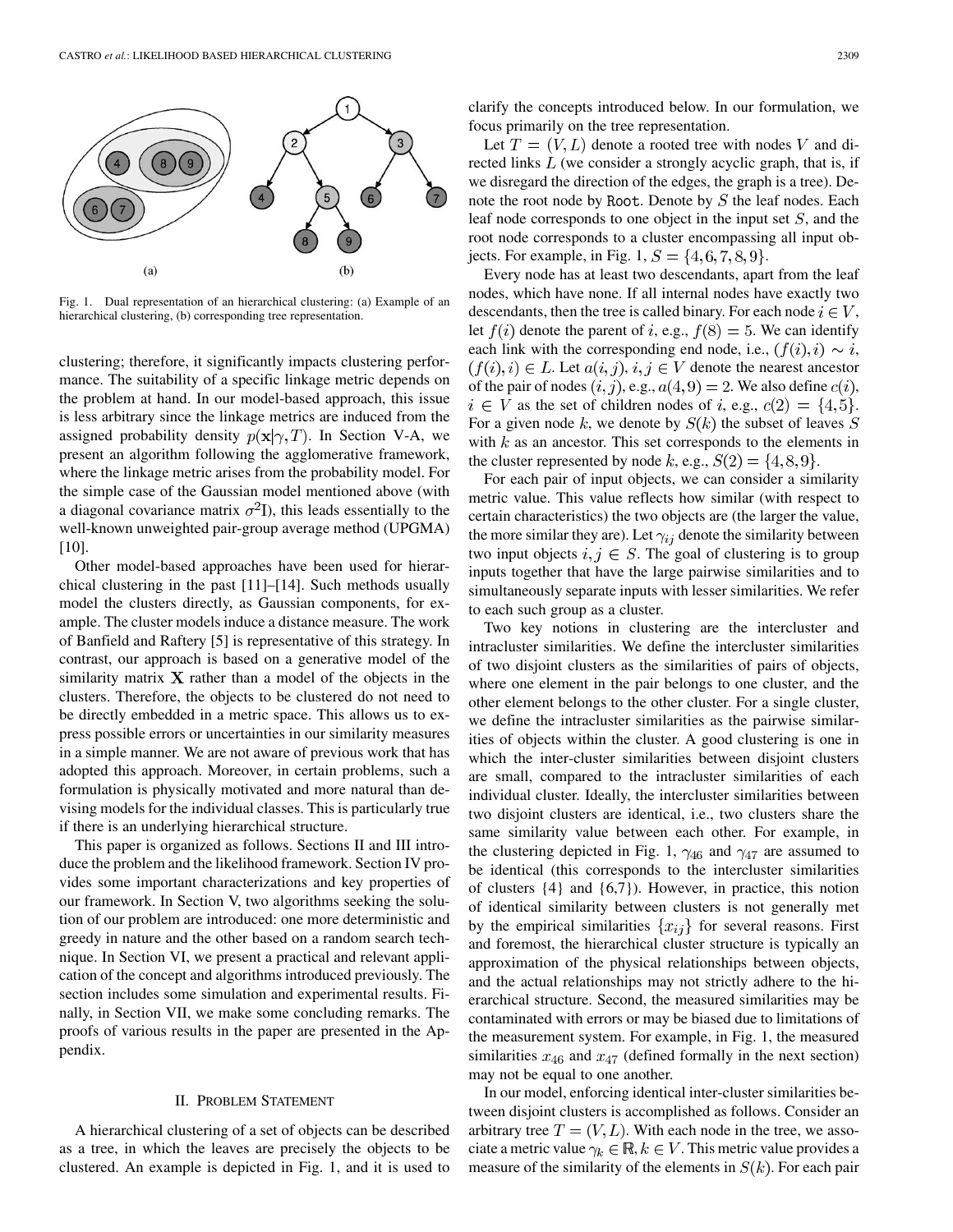Fig. 1. Dual representation of an hierarchical clustering: (a) Example of an hierarchical clustering, (b) corresponding tree representation.

clustering; therefore, it significantly impacts clustering performance. The suitability of a specific linkage metric depends on the problem at hand. In our model-based approach, this issue is less arbitrary since the linkage metrics are induced from the assigned probability density $p(\mathbf{x}|\gamma, T)$. In Section V-A, we present an algorithm following the agglomerative framework, where the linkage metric arises from the probability model. For the simple case of the Gaussian model mentioned above (with a diagonal covariance matrix $\sigma^2\mathrm{I}$), this leads essentially to the well-known unweighted pair-group average method (UPGMA) [10].

Other model-based approaches have been used for hierarchical clustering in the past [11]–[14]. Such methods usually model the clusters directly, as Gaussian components, for example. The cluster models induce a distance measure. The work of Banfield and Raftery [5] is representative of this strategy. In contrast, our approach is based on a generative model of the similarity matrix $\mathbf{X}$ rather than a model of the objects in the clusters. Therefore, the objects to be clustered do not need to be directly embedded in a metric space. This allows us to express possible errors or uncertainties in our similarity measures in a simple manner. We are not aware of previous work that has adopted this approach. Moreover, in certain problems, such a formulation is physically motivated and more natural than devising models for the individual classes. This is particularly true if there is an underlying hierarchical structure.

This paper is organized as follows. Sections II and III introduce the problem and the likelihood framework. Section IV provides some important characterizations and key properties of our framework. In Section V, two algorithms seeking the solution of our problem are introduced: one more deterministic and greedy in nature and the other based on a random search technique. In Section VI, we present a practical and relevant application of the concept and algorithms introduced previously. The section includes some simulation and experimental results. Finally, in Section VII, we make some concluding remarks. The proofs of various results in the paper are presented in the Appendix.

## II. Problem Statement

A hierarchical clustering of a set of objects can be described as a tree, in which the leaves are precisely the objects to be clustered. An example is depicted in Fig. 1, and it is used to clarify the concepts introduced below. In our formulation, we focus primarily on the tree representation.

Let $T = (V, L)$ denote a rooted tree with nodes $V$ and directed links $L$ (we consider a strongly acyclic graph, that is, if we disregard the direction of the edges, the graph is a tree). Denote the root node by $\mathtt{Root}$. Denote by $S$ the leaf nodes. Each leaf node corresponds to one object in the input set $S$, and the root node corresponds to a cluster encompassing all input objects. For example, in Fig. 1, $S = \{4, 6, 7, 8, 9\}$.

Every node has at least two descendants, apart from the leaf nodes, which have none. If all internal nodes have exactly two descendants, then the tree is called binary. For each node $i \in V$, let $f(i)$ denote the parent of $i$, e.g., $f(8) = 5$. We can identify each link with the corresponding end node, i.e., $(f(i), i) \sim i$, $(f(i), i) \in L$. Let $a(i, j)$, $i, j \in V$ denote the nearest ancestor of the pair of nodes $(i, j)$, e.g., $a(4, 9) = 2$. We also define $c(i)$, $i \in V$ as the set of children nodes of $i$, e.g., $c(2) = \{4, 5\}$. For a given node $k$, we denote by $S(k)$ the subset of leaves $S$ with $k$ as an ancestor. This set corresponds to the elements in the cluster represented by node $k$, e.g., $S(2) = \{4, 8, 9\}$.

For each pair of input objects, we can consider a similarity metric value. This value reflects how similar (with respect to certain characteristics) the two objects are (the larger the value, the more similar they are). Let $\gamma_{ij}$ denote the similarity between two input objects $i, j \in S$. The goal of clustering is to group inputs together that have the large pairwise similarities and to simultaneously separate inputs with lesser similarities. We refer to each such group as a cluster.

Two key notions in clustering are the intercluster and intracluster similarities. We define the intercluster similarities of two disjoint clusters as the similarities of pairs of objects, where one element in the pair belongs to one cluster, and the other element belongs to the other cluster. For a single cluster, we define the intracluster similarities as the pairwise similarities of objects within the cluster. A good clustering is one in which the inter-cluster similarities between disjoint clusters are small, compared to the intracluster similarities of each individual cluster. Ideally, the intercluster similarities between two disjoint clusters are identical, i.e., two clusters share the same similarity value between each other. For example, in the clustering depicted in Fig. 1, $\gamma_{46}$ and $\gamma_{47}$ are assumed to be identical (this corresponds to the intercluster similarities of clusters {4} and {6,7}). However, in practice, this notion of identical similarity between clusters is not generally met by the empirical similarities $\{x_{ij}\}$ for several reasons. First and foremost, the hierarchical cluster structure is typically an approximation of the physical relationships between objects, and the actual relationships may not strictly adhere to the hierarchical structure. Second, the measured similarities may be contaminated with errors or may be biased due to limitations of the measurement system. For example, in Fig. 1, the measured similarities $x_{46}$ and $x_{47}$ (defined formally in the next section) may not be equal to one another.

In our model, enforcing identical inter-cluster similarities between disjoint clusters is accomplished as follows. Consider an arbitrary tree $T = (V, L)$. With each node in the tree, we associate a metric value $\gamma_k \in \mathbb{R}, k \in V$. This metric value provides a measure of the similarity of the elements in $S(k)$. For each pair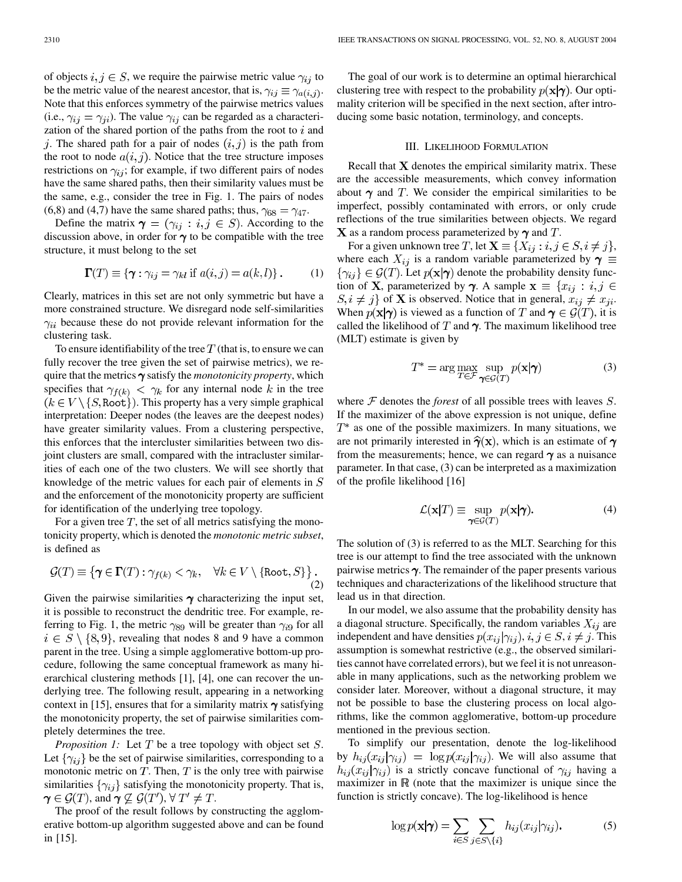of objects $i, j \in S$, we require the pairwise metric value $\gamma_{ij}$ to be the metric value of the nearest ancestor, that is, $\gamma_{ij} \equiv \gamma_{a(i,j)}$. Note that this enforces symmetry of the pairwise metrics values (i.e., $\gamma_{ij} = \gamma_{ji}$). The value $\gamma_{ij}$ can be regarded as a characterization of the shared portion of the paths from the root to $i$ and $j$. The shared path for a pair of nodes $(i, j)$ is the path from the root to node $a(i, j)$. Notice that the tree structure imposes restrictions on $\gamma_{ij}$; for example, if two different pairs of nodes have the same shared paths, then their similarity values must be the same, e.g., consider the tree in Fig. 1. The pairs of nodes (6,8) and (4,7) have the same shared paths; thus, $\gamma_{68} = \gamma_{47}$.

Define the matrix $\boldsymbol{\gamma} = (\gamma_{ij} : i, j \in S)$. According to the discussion above, in order for $\boldsymbol{\gamma}$ to be compatible with the tree structure, it must belong to the set

$$\boldsymbol{\Gamma}(T) \equiv \{\boldsymbol{\gamma} : \gamma_{ij} = \gamma_{kl} \text{ if } a(i,j) = a(k,l)\}. \tag{1}$$

Clearly, matrices in this set are not only symmetric but have a more constrained structure. We disregard node self-similarities $\gamma_{ii}$ because these do not provide relevant information for the clustering task.

To ensure identifiability of the tree $T$ (that is, to ensure we can fully recover the tree given the set of pairwise metrics), we require that the metrics $\boldsymbol{\gamma}$ satisfy the *monotonicity property*, which specifies that $\gamma_{f(k)} < \gamma_k$ for any internal node $k$ in the tree $(k \in V \setminus \{S, \texttt{Root}\})$. This property has a very simple graphical interpretation: Deeper nodes (the leaves are the deepest nodes) have greater similarity values. From a clustering perspective, this enforces that the intercluster similarities between two disjoint clusters are small, compared with the intracluster similarities of each one of the two clusters. We will see shortly that knowledge of the metric values for each pair of elements in $S$ and the enforcement of the monotonicity property are sufficient for identification of the underlying tree topology.

For a given tree $T$, the set of all metrics satisfying the monotonicity property, which is denoted the *monotonic metric subset*, is defined as

$$\mathcal{G}(T) \equiv \left\{\boldsymbol{\gamma} \in \boldsymbol{\Gamma}(T) : \gamma_{f(k)} < \gamma_k, \quad \forall k \in V \setminus \{\texttt{Root}, S\}\right\}. \tag{2}$$

Given the pairwise similarities $\boldsymbol{\gamma}$ characterizing the input set, it is possible to reconstruct the dendritic tree. For example, referring to Fig. 1, the metric $\gamma_{89}$ will be greater than $\gamma_{i9}$ for all $i \in S \setminus \{8, 9\}$, revealing that nodes 8 and 9 have a common parent in the tree. Using a simple agglomerative bottom-up procedure, following the same conceptual framework as many hierarchical clustering methods [1], [4], one can recover the underlying tree. The following result, appearing in a networking context in [15], ensures that for a similarity matrix $\boldsymbol{\gamma}$ satisfying the monotonicity property, the set of pairwise similarities completely determines the tree.

*Proposition 1:* Let $T$ be a tree topology with object set $S$. Let $\{\gamma_{ij}\}$ be the set of pairwise similarities, corresponding to a monotonic metric on $T$. Then, $T$ is the only tree with pairwise similarities $\{\gamma_{ij}\}$ satisfying the monotonicity property. That is, $\boldsymbol{\gamma} \in \mathcal{G}(T)$, and $\boldsymbol{\gamma} \not\subseteq \mathcal{G}(T'), \forall\, T' \neq T$.

The proof of the result follows by constructing the agglomerative bottom-up algorithm suggested above and can be found in [15].

The goal of our work is to determine an optimal hierarchical clustering tree with respect to the probability $p(\mathbf{x}|\boldsymbol{\gamma})$. Our optimality criterion will be specified in the next section, after introducing some basic notation, terminology, and concepts.

## III. Likelihood Formulation

Recall that $\mathbf{X}$ denotes the empirical similarity matrix. These are the accessible measurements, which convey information about $\boldsymbol{\gamma}$ and $T$. We consider the empirical similarities to be imperfect, possibly contaminated with errors, or only crude reflections of the true similarities between objects. We regard $\mathbf{X}$ as a random process parameterized by $\boldsymbol{\gamma}$ and $T$.

For a given unknown tree $T$, let $\mathbf{X} \equiv \{X_{ij} : i, j \in S, i \neq j\}$, where each $X_{ij}$ is a random variable parameterized by $\boldsymbol{\gamma} \equiv \{\gamma_{ij}\} \in \mathcal{G}(T)$. Let $p(\mathbf{x}|\boldsymbol{\gamma})$ denote the probability density function of $\mathbf{X}$, parameterized by $\boldsymbol{\gamma}$. A sample $\mathbf{x} \equiv \{x_{ij} : i, j \in S, i \neq j\}$ of $\mathbf{X}$ is observed. Notice that in general, $x_{ij} \neq x_{ji}$. When $p(\mathbf{x}|\boldsymbol{\gamma})$ is viewed as a function of $T$ and $\boldsymbol{\gamma} \in \mathcal{G}(T)$, it is called the likelihood of $T$ and $\boldsymbol{\gamma}$. The maximum likelihood tree (MLT) estimate is given by

$$T^* = \arg\max_{T \in \mathcal{F}} \sup_{\boldsymbol{\gamma} \in \mathcal{G}(T)} p(\mathbf{x}|\boldsymbol{\gamma}) \tag{3}$$

where $\mathcal{F}$ denotes the *forest* of all possible trees with leaves $S$. If the maximizer of the above expression is not unique, define $T^*$ as one of the possible maximizers. In many situations, we are not primarily interested in $\widehat{\boldsymbol{\gamma}}(\mathbf{x})$, which is an estimate of $\boldsymbol{\gamma}$ from the measurements; hence, we can regard $\boldsymbol{\gamma}$ as a nuisance parameter. In that case, (3) can be interpreted as a maximization of the profile likelihood [16]

$$\mathcal{L}(\mathbf{x}|T) \equiv \sup_{\boldsymbol{\gamma} \in \mathcal{G}(T)} p(\mathbf{x}|\boldsymbol{\gamma}). \tag{4}$$

The solution of (3) is referred to as the MLT. Searching for this tree is our attempt to find the tree associated with the unknown pairwise metrics $\boldsymbol{\gamma}$. The remainder of the paper presents various techniques and characterizations of the likelihood structure that lead us in that direction.

In our model, we also assume that the probability density has a diagonal structure. Specifically, the random variables $X_{ij}$ are independent and have densities $p(x_{ij}|\gamma_{ij}), i, j \in S, i \neq j$. This assumption is somewhat restrictive (e.g., the observed similarities cannot have correlated errors), but we feel it is not unreasonable in many applications, such as the networking problem we consider later. Moreover, without a diagonal structure, it may not be possible to base the clustering process on local algorithms, like the common agglomerative, bottom-up procedure mentioned in the previous section.

To simplify our presentation, denote the log-likelihood by $h_{ij}(x_{ij}|\gamma_{ij}) = \log p(x_{ij}|\gamma_{ij})$. We will also assume that $h_{ij}(x_{ij}|\gamma_{ij})$ is a strictly concave functional of $\gamma_{ij}$ having a maximizer in $\mathbb{R}$ (note that the maximizer is unique since the function is strictly concave). The log-likelihood is hence

$$\log p(\mathbf{x}|\boldsymbol{\gamma}) = \sum_{i \in S} \sum_{j \in S \setminus \{i\}} h_{ij}(x_{ij}|\gamma_{ij}). \tag{5}$$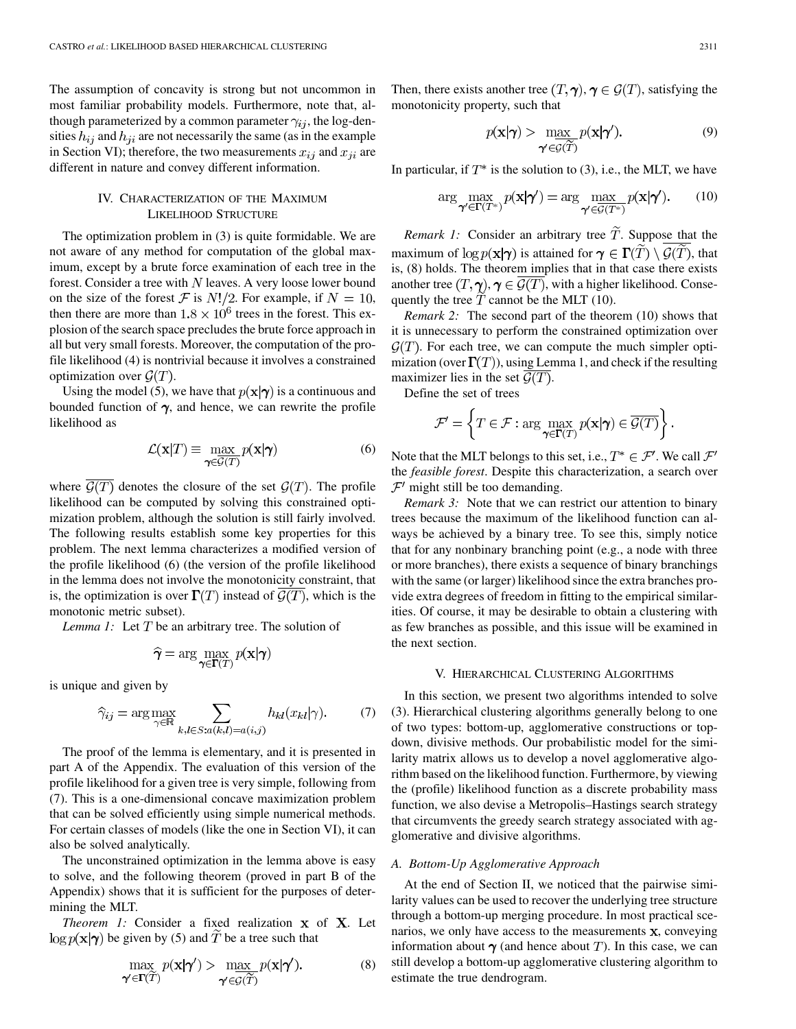The assumption of concavity is strong but not uncommon in most familiar probability models. Furthermore, note that, although parameterized by a common parameter $\gamma_{ij}$, the log-densities $h_{ij}$ and $h_{ji}$ are not necessarily the same (as in the example in Section VI); therefore, the two measurements $x_{ij}$ and $x_{ji}$ are different in nature and convey different information.

## IV. Characterization of the Maximum Likelihood Structure

The optimization problem in (3) is quite formidable. We are not aware of any method for computation of the global maximum, except by a brute force examination of each tree in the forest. Consider a tree with $N$ leaves. A very loose lower bound on the size of the forest $\mathcal{F}$ is $N!/2$. For example, if $N = 10$, then there are more than $1.8 \times 10^6$ trees in the forest. This explosion of the search space precludes the brute force approach in all but very small forests. Moreover, the computation of the profile likelihood (4) is nontrivial because it involves a constrained optimization over $\mathcal{G}(T)$.

Using the model (5), we have that $p(\mathbf{x}|\boldsymbol{\gamma})$ is a continuous and bounded function of $\boldsymbol{\gamma}$, and hence, we can rewrite the profile likelihood as

$$\mathcal{L}(\mathbf{x}|T) \equiv \max_{\boldsymbol{\gamma} \in \overline{\mathcal{G}(T)}} p(\mathbf{x}|\boldsymbol{\gamma}) \tag{6}$$

where $\overline{\mathcal{G}(T)}$ denotes the closure of the set $\mathcal{G}(T)$. The profile likelihood can be computed by solving this constrained optimization problem, although the solution is still fairly involved. The following results establish some key properties for this problem. The next lemma characterizes a modified version of the profile likelihood (6) (the version of the profile likelihood in the lemma does not involve the monotonicity constraint, that is, the optimization is over $\boldsymbol{\Gamma}(T)$ instead of $\overline{\mathcal{G}(T)}$, which is the monotonic metric subset).

*Lemma 1:* Let $T$ be an arbitrary tree. The solution of

$$\widehat{\boldsymbol{\gamma}} = \arg \max_{\boldsymbol{\gamma} \in \boldsymbol{\Gamma}(T)} p(\mathbf{x}|\boldsymbol{\gamma})$$

is unique and given by

$$\widehat{\gamma}_{ij} = \arg\max_{\gamma \in \mathbb{R}} \sum_{k,l \in S: a(k,l) = a(i,j)} h_{kl}(x_{kl}|\gamma). \tag{7}$$

The proof of the lemma is elementary, and it is presented in part A of the Appendix. The evaluation of this version of the profile likelihood for a given tree is very simple, following from (7). This is a one-dimensional concave maximization problem that can be solved efficiently using simple numerical methods. For certain classes of models (like the one in Section VI), it can also be solved analytically.

The unconstrained optimization in the lemma above is easy to solve, and the following theorem (proved in part B of the Appendix) shows that it is sufficient for the purposes of determining the MLT.

*Theorem 1:* Consider a fixed realization $\mathbf{x}$ of $\mathbf{X}$. Let $\log p(\mathbf{x}|\boldsymbol{\gamma})$ be given by (5) and $\widetilde{T}$ be a tree such that

$$\max_{\boldsymbol{\gamma}' \in \boldsymbol{\Gamma}(\widetilde{T})} p(\mathbf{x}|\boldsymbol{\gamma}') > \max_{\boldsymbol{\gamma}' \in \overline{\mathcal{G}(\widetilde{T})}} p(\mathbf{x}|\boldsymbol{\gamma}'). \tag{8}$$

Then, there exists another tree $(T, \boldsymbol{\gamma}), \boldsymbol{\gamma} \in \mathcal{G}(T)$, satisfying the monotonicity property, such that

$$p(\mathbf{x}|\boldsymbol{\gamma}) > \max_{\boldsymbol{\gamma}' \in \overline{\mathcal{G}(\widetilde{T})}} p(\mathbf{x}|\boldsymbol{\gamma}'). \tag{9}$$

In particular, if $T^*$ is the solution to (3), i.e., the MLT, we have

$$\arg \max_{\boldsymbol{\gamma}' \in \boldsymbol{\Gamma}(T^*)} p(\mathbf{x}|\boldsymbol{\gamma}') = \arg \max_{\boldsymbol{\gamma}' \in \overline{\mathcal{G}(T^*)}} p(\mathbf{x}|\boldsymbol{\gamma}'). \tag{10}$$

*Remark 1:* Consider an arbitrary tree $\widetilde{T}$. Suppose that the maximum of $\log p(\mathbf{x}|\boldsymbol{\gamma})$ is attained for $\boldsymbol{\gamma} \in \boldsymbol{\Gamma}(\widetilde{T}) \setminus \overline{\mathcal{G}(\widetilde{T})}$, that is, (8) holds. The theorem implies that in that case there exists another tree $(T, \boldsymbol{\gamma}), \boldsymbol{\gamma} \in \overline{\mathcal{G}(T)}$, with a higher likelihood. Consequently the tree $\widetilde{T}$ cannot be the MLT (10).

*Remark 2:* The second part of the theorem (10) shows that it is unnecessary to perform the constrained optimization over $\mathcal{G}(T)$. For each tree, we can compute the much simpler optimization (over $\boldsymbol{\Gamma}(T)$), using Lemma 1, and check if the resulting maximizer lies in the set $\overline{\mathcal{G}(T)}$.

Define the set of trees

$$\mathcal{F}' = \left\{ T \in \mathcal{F} : \arg \max_{\boldsymbol{\gamma} \in \boldsymbol{\Gamma}(T)} p(\mathbf{x}|\boldsymbol{\gamma}) \in \overline{\mathcal{G}(T)} \right\}.$$

Note that the MLT belongs to this set, i.e., $T^* \in \mathcal{F}'$. We call $\mathcal{F}'$ the *feasible forest*. Despite this characterization, a search over $\mathcal{F}'$ might still be too demanding.

*Remark 3:* Note that we can restrict our attention to binary trees because the maximum of the likelihood function can always be achieved by a binary tree. To see this, simply notice that for any nonbinary branching point (e.g., a node with three or more branches), there exists a sequence of binary branchings with the same (or larger) likelihood since the extra branches provide extra degrees of freedom in fitting to the empirical similarities. Of course, it may be desirable to obtain a clustering with as few branches as possible, and this issue will be examined in the next section.

## V. Hierarchical Clustering Algorithms

In this section, we present two algorithms intended to solve (3). Hierarchical clustering algorithms generally belong to one of two types: bottom-up, agglomerative constructions or top-down, divisive methods. Our probabilistic model for the similarity matrix allows us to develop a novel agglomerative algorithm based on the likelihood function. Furthermore, by viewing the (profile) likelihood function as a discrete probability mass function, we also devise a Metropolis–Hastings search strategy that circumvents the greedy search strategy associated with agglomerative and divisive algorithms.

### A. Bottom-Up Agglomerative Approach

At the end of Section II, we noticed that the pairwise similarity values can be used to recover the underlying tree structure through a bottom-up merging procedure. In most practical scenarios, we only have access to the measurements $\mathbf{x}$, conveying information about $\boldsymbol{\gamma}$ (and hence about $T$). In this case, we can still develop a bottom-up agglomerative clustering algorithm to estimate the true dendrogram.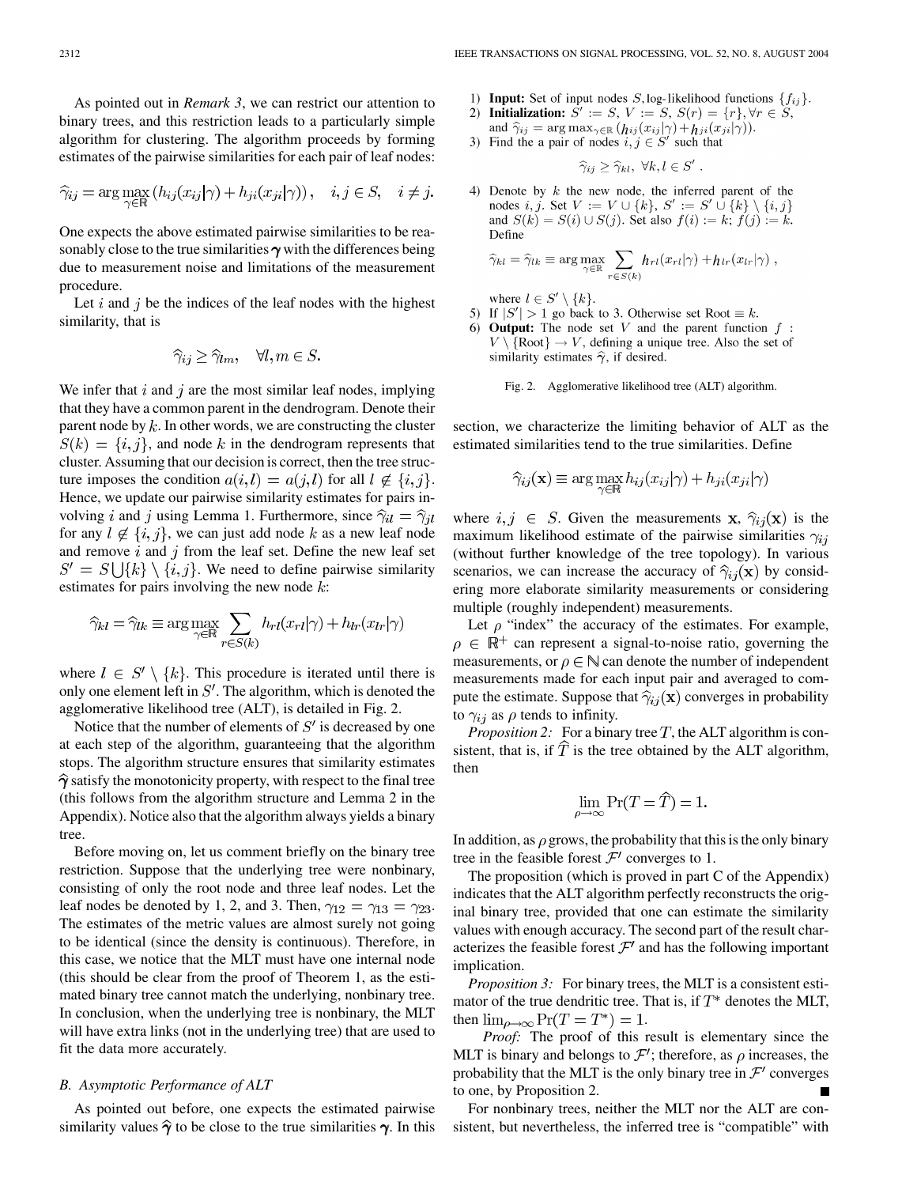As pointed out in *Remark 3*, we can restrict our attention to binary trees, and this restriction leads to a particularly simple algorithm for clustering. The algorithm proceeds by forming estimates of the pairwise similarities for each pair of leaf nodes:

$$\widehat{\gamma}_{ij} = \arg\max_{\gamma\in\mathbb{R}} \left(h_{ij}(x_{ij}|\gamma) + h_{ji}(x_{ji}|\gamma)\right), \quad i,j \in S, \quad i \neq j.$$

One expects the above estimated pairwise similarities to be reasonably close to the true similarities $\boldsymbol{\gamma}$ with the differences being due to measurement noise and limitations of the measurement procedure.

Let $i$ and $j$ be the indices of the leaf nodes with the highest similarity, that is

$$\widehat{\gamma}_{ij} \geq \widehat{\gamma}_{lm}, \quad \forall l,m \in S.$$

We infer that $i$ and $j$ are the most similar leaf nodes, implying that they have a common parent in the dendrogram. Denote their parent node by $k$. In other words, we are constructing the cluster $S(k) = \{i,j\}$, and node $k$ in the dendrogram represents that cluster. Assuming that our decision is correct, then the tree structure imposes the condition $a(i,l) = a(j,l)$ for all $l \notin \{i,j\}$. Hence, we update our pairwise similarity estimates for pairs involving $i$ and $j$ using Lemma 1. Furthermore, since $\widehat{\gamma}_{il} = \widehat{\gamma}_{jl}$ for any $l \notin \{i,j\}$, we can just add node $k$ as a new leaf node and remove $i$ and $j$ from the leaf set. Define the new leaf set $S' = S\bigcup\{k\} \setminus \{i,j\}$. We need to define pairwise similarity estimates for pairs involving the new node $k$:

$$\widehat{\gamma}_{kl} = \widehat{\gamma}_{lk} \equiv \arg\max_{\gamma\in\mathbb{R}} \sum_{r\in S(k)} h_{rl}(x_{rl}|\gamma) + h_{lr}(x_{lr}|\gamma)$$

where $l \in S' \setminus \{k\}$. This procedure is iterated until there is only one element left in $S'$. The algorithm, which is denoted the agglomerative likelihood tree (ALT), is detailed in Fig. 2.

Notice that the number of elements of $S'$ is decreased by one at each step of the algorithm, guaranteeing that the algorithm stops. The algorithm structure ensures that similarity estimates $\widehat{\boldsymbol{\gamma}}$ satisfy the monotonicity property, with respect to the final tree (this follows from the algorithm structure and Lemma 2 in the Appendix). Notice also that the algorithm always yields a binary tree.

Before moving on, let us comment briefly on the binary tree restriction. Suppose that the underlying tree were nonbinary, consisting of only the root node and three leaf nodes. Let the leaf nodes be denoted by 1, 2, and 3. Then, $\gamma_{12} = \gamma_{13} = \gamma_{23}$. The estimates of the metric values are almost surely not going to be identical (since the density is continuous). Therefore, in this case, we notice that the MLT must have one internal node (this should be clear from the proof of Theorem 1, as the estimated binary tree cannot match the underlying, nonbinary tree. In conclusion, when the underlying tree is nonbinary, the MLT will have extra links (not in the underlying tree) that are used to fit the data more accurately.

1) **Input:** Set of input nodes $S$, log-likelihood functions $\{f_{ij}\}$.
2) **Initialization:** $S' := S$, $V := S$, $S(r) = \{r\}, \forall r \in S$, and $\widehat{\gamma}_{ij} = \arg\max_{\gamma\in\mathbb{R}} (h_{ij}(x_{ij}|\gamma) + h_{ji}(x_{ji}|\gamma))$.
3) Find the a pair of nodes $i,j \in S'$ such that
$$\widehat{\gamma}_{ij} \geq \widehat{\gamma}_{kl}, \ \forall k,l \in S'.$$
4) Denote by $k$ the new node, the inferred parent of the nodes $i,j$. Set $V := V \cup \{k\}$, $S' := S' \cup \{k\} \setminus \{i,j\}$ and $S(k) = S(i) \cup S(j)$. Set also $f(i) := k$; $f(j) := k$. Define
$$\widehat{\gamma}_{kl} = \widehat{\gamma}_{lk} \equiv \arg\max_{\gamma\in\mathbb{R}} \sum_{r\in S(k)} h_{rl}(x_{rl}|\gamma) + h_{lr}(x_{lr}|\gamma),$$
where $l \in S' \setminus \{k\}$.
5) If $|S'| > 1$ go back to 3. Otherwise set Root $\equiv k$.
6) **Output:** The node set $V$ and the parent function $f : V \setminus \{\text{Root}\} \to V$, defining a unique tree. Also the set of similarity estimates $\widehat{\gamma}$, if desired.

Fig. 2. Agglomerative likelihood tree (ALT) algorithm.

### B. Asymptotic Performance of ALT

As pointed out before, one expects the estimated pairwise similarity values $\widehat{\boldsymbol{\gamma}}$ to be close to the true similarities $\boldsymbol{\gamma}$. In this section, we characterize the limiting behavior of ALT as the estimated similarities tend to the true similarities. Define

$$\widehat{\gamma}_{ij}(\mathbf{x}) \equiv \arg\max_{\gamma\in\mathbb{R}} h_{ij}(x_{ij}|\gamma) + h_{ji}(x_{ji}|\gamma)$$

where $i,j \in S$. Given the measurements $\mathbf{x}$, $\widehat{\gamma}_{ij}(\mathbf{x})$ is the maximum likelihood estimate of the pairwise similarities $\gamma_{ij}$ (without further knowledge of the tree topology). In various scenarios, we can increase the accuracy of $\widehat{\gamma}_{ij}(\mathbf{x})$ by considering more elaborate similarity measurements or considering multiple (roughly independent) measurements.

Let $\rho$ "index" the accuracy of the estimates. For example, $\rho \in \mathbb{R}^+$ can represent a signal-to-noise ratio, governing the measurements, or $\rho \in \mathbb{N}$ can denote the number of independent measurements made for each input pair and averaged to compute the estimate. Suppose that $\widehat{\gamma}_{ij}(\mathbf{x})$ converges in probability to $\gamma_{ij}$ as $\rho$ tends to infinity.

*Proposition 2:* For a binary tree $T$, the ALT algorithm is consistent, that is, if $\widehat{T}$ is the tree obtained by the ALT algorithm, then

$$\lim_{\rho\to\infty} \Pr(T = \widehat{T}) = 1.$$

In addition, as $\rho$ grows, the probability that this is the only binary tree in the feasible forest $\mathcal{F}'$ converges to 1.

The proposition (which is proved in part C of the Appendix) indicates that the ALT algorithm perfectly reconstructs the original binary tree, provided that one can estimate the similarity values with enough accuracy. The second part of the result characterizes the feasible forest $\mathcal{F}'$ and has the following important implication.

*Proposition 3:* For binary trees, the MLT is a consistent estimator of the true dendritic tree. That is, if $T^*$ denotes the MLT, then $\lim_{\rho\to\infty} \Pr(T = T^*) = 1$.

*Proof:* The proof of this result is elementary since the MLT is binary and belongs to $\mathcal{F}'$; therefore, as $\rho$ increases, the probability that the MLT is the only binary tree in $\mathcal{F}'$ converges to one, by Proposition 2. ∎

For nonbinary trees, neither the MLT nor the ALT are consistent, but nevertheless, the inferred tree is "compatible" with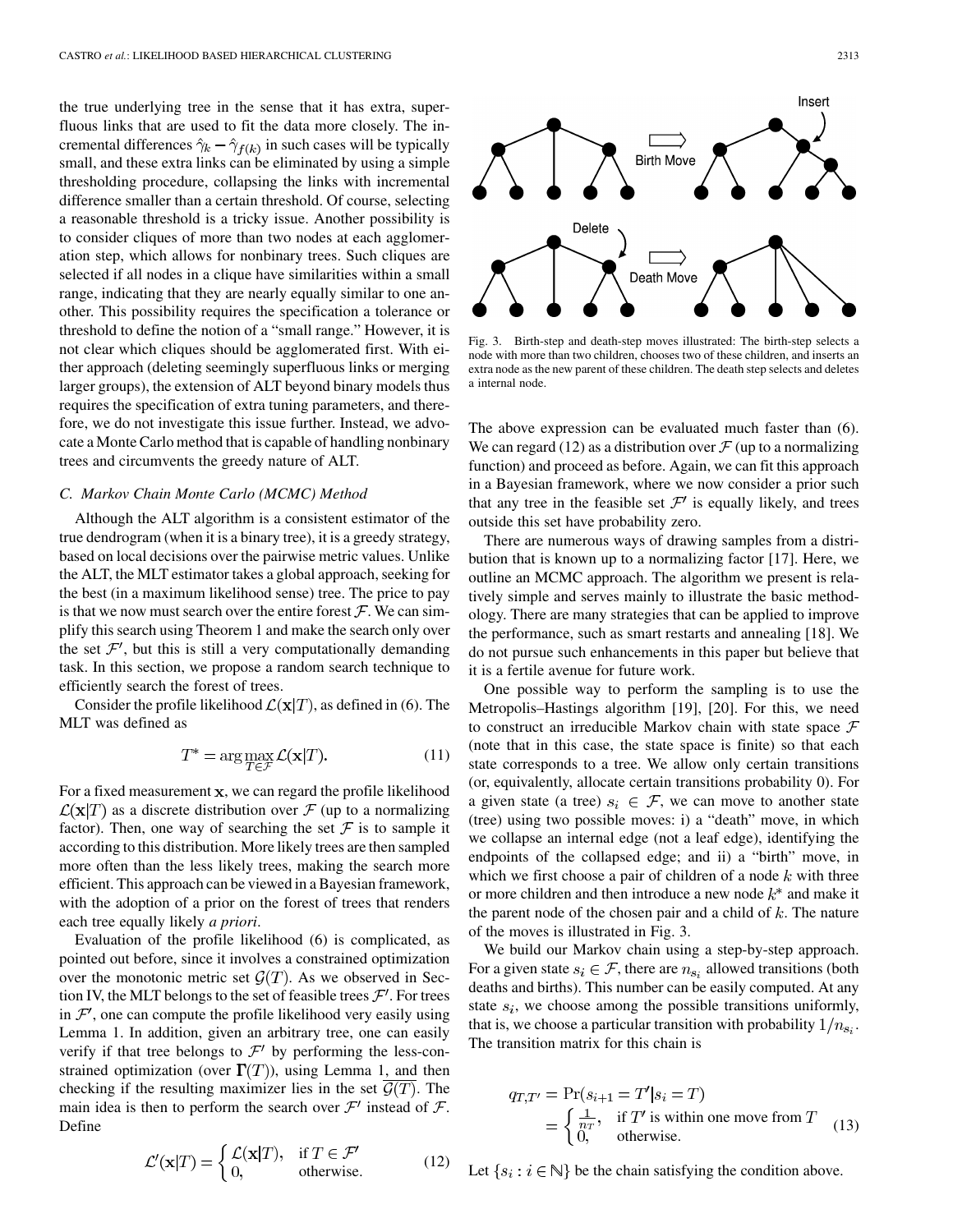the true underlying tree in the sense that it has extra, superfluous links that are used to fit the data more closely. The incremental differences $\hat{\gamma}_k - \hat{\gamma}_{f(k)}$ in such cases will be typically small, and these extra links can be eliminated by using a simple thresholding procedure, collapsing the links with incremental difference smaller than a certain threshold. Of course, selecting a reasonable threshold is a tricky issue. Another possibility is to consider cliques of more than two nodes at each agglomeration step, which allows for nonbinary trees. Such cliques are selected if all nodes in a clique have similarities within a small range, indicating that they are nearly equally similar to one another. This possibility requires the specification a tolerance or threshold to define the notion of a "small range." However, it is not clear which cliques should be agglomerated first. With either approach (deleting seemingly superfluous links or merging larger groups), the extension of ALT beyond binary models thus requires the specification of extra tuning parameters, and therefore, we do not investigate this issue further. Instead, we advocate a Monte Carlo method that is capable of handling nonbinary trees and circumvents the greedy nature of ALT.

### C. Markov Chain Monte Carlo (MCMC) Method

Although the ALT algorithm is a consistent estimator of the true dendrogram (when it is a binary tree), it is a greedy strategy, based on local decisions over the pairwise metric values. Unlike the ALT, the MLT estimator takes a global approach, seeking for the best (in a maximum likelihood sense) tree. The price to pay is that we now must search over the entire forest $\mathcal{F}$. We can simplify this search using Theorem 1 and make the search only over the set $\mathcal{F}'$, but this is still a very computationally demanding task. In this section, we propose a random search technique to efficiently search the forest of trees.

Consider the profile likelihood $\mathcal{L}(\mathbf{x}|T)$, as defined in (6). The MLT was defined as

$$T^* = \arg\max_{T \in \mathcal{F}} \mathcal{L}(\mathbf{x}|T). \tag{11}$$

For a fixed measurement $\mathbf{x}$, we can regard the profile likelihood $\mathcal{L}(\mathbf{x}|T)$ as a discrete distribution over $\mathcal{F}$ (up to a normalizing factor). Then, one way of searching the set $\mathcal{F}$ is to sample it according to this distribution. More likely trees are then sampled more often than the less likely trees, making the search more efficient. This approach can be viewed in a Bayesian framework, with the adoption of a prior on the forest of trees that renders each tree equally likely *a priori*.

Evaluation of the profile likelihood (6) is complicated, as pointed out before, since it involves a constrained optimization over the monotonic metric set $\mathcal{G}(T)$. As we observed in Section IV, the MLT belongs to the set of feasible trees $\mathcal{F}'$. For trees in $\mathcal{F}'$, one can compute the profile likelihood very easily using Lemma 1. In addition, given an arbitrary tree, one can easily verify if that tree belongs to $\mathcal{F}'$ by performing the less-constrained optimization (over $\mathbf{\Gamma}(T)$), using Lemma 1, and then checking if the resulting maximizer lies in the set $\overline{\mathcal{G}(T)}$. The main idea is then to perform the search over $\mathcal{F}'$ instead of $\mathcal{F}$. Define

$$\mathcal{L}'(\mathbf{x}|T) = \begin{cases} \mathcal{L}(\mathbf{x}|T), & \text{if } T \in \mathcal{F}' \\ 0, & \text{otherwise.} \end{cases} \tag{12}$$

Fig. 3. Birth-step and death-step moves illustrated: The birth-step selects a node with more than two children, chooses two of these children, and inserts an extra node as the new parent of these children. The death step selects and deletes a internal node.

The above expression can be evaluated much faster than (6). We can regard (12) as a distribution over $\mathcal{F}$ (up to a normalizing function) and proceed as before. Again, we can fit this approach in a Bayesian framework, where we now consider a prior such that any tree in the feasible set $\mathcal{F}'$ is equally likely, and trees outside this set have probability zero.

There are numerous ways of drawing samples from a distribution that is known up to a normalizing factor [17]. Here, we outline an MCMC approach. The algorithm we present is relatively simple and serves mainly to illustrate the basic methodology. There are many strategies that can be applied to improve the performance, such as smart restarts and annealing [18]. We do not pursue such enhancements in this paper but believe that it is a fertile avenue for future work.

One possible way to perform the sampling is to use the Metropolis–Hastings algorithm [19], [20]. For this, we need to construct an irreducible Markov chain with state space $\mathcal{F}$ (note that in this case, the state space is finite) so that each state corresponds to a tree. We allow only certain transitions (or, equivalently, allocate certain transitions probability 0). For a given state (a tree) $s_i \in \mathcal{F}$, we can move to another state (tree) using two possible moves: i) a "death" move, in which we collapse an internal edge (not a leaf edge), identifying the endpoints of the collapsed edge; and ii) a "birth" move, in which we first choose a pair of children of a node $k$ with three or more children and then introduce a new node $k^*$ and make it the parent node of the chosen pair and a child of $k$. The nature of the moves is illustrated in Fig. 3.

We build our Markov chain using a step-by-step approach. For a given state $s_i \in \mathcal{F}$, there are $n_{s_i}$ allowed transitions (both deaths and births). This number can be easily computed. At any state $s_i$, we choose among the possible transitions uniformly, that is, we choose a particular transition with probability $1/n_{s_i}$. The transition matrix for this chain is

$$\begin{aligned} q_{T,T'} &= \Pr(s_{i+1} = T' | s_i = T) \\ &= \begin{cases} \frac{1}{n_T}, & \text{if } T' \text{ is within one move from } T \\ 0, & \text{otherwise.} \end{cases} \end{aligned} \tag{13}$$

Let $\{s_i : i \in \mathbb{N}\}$ be the chain satisfying the condition above.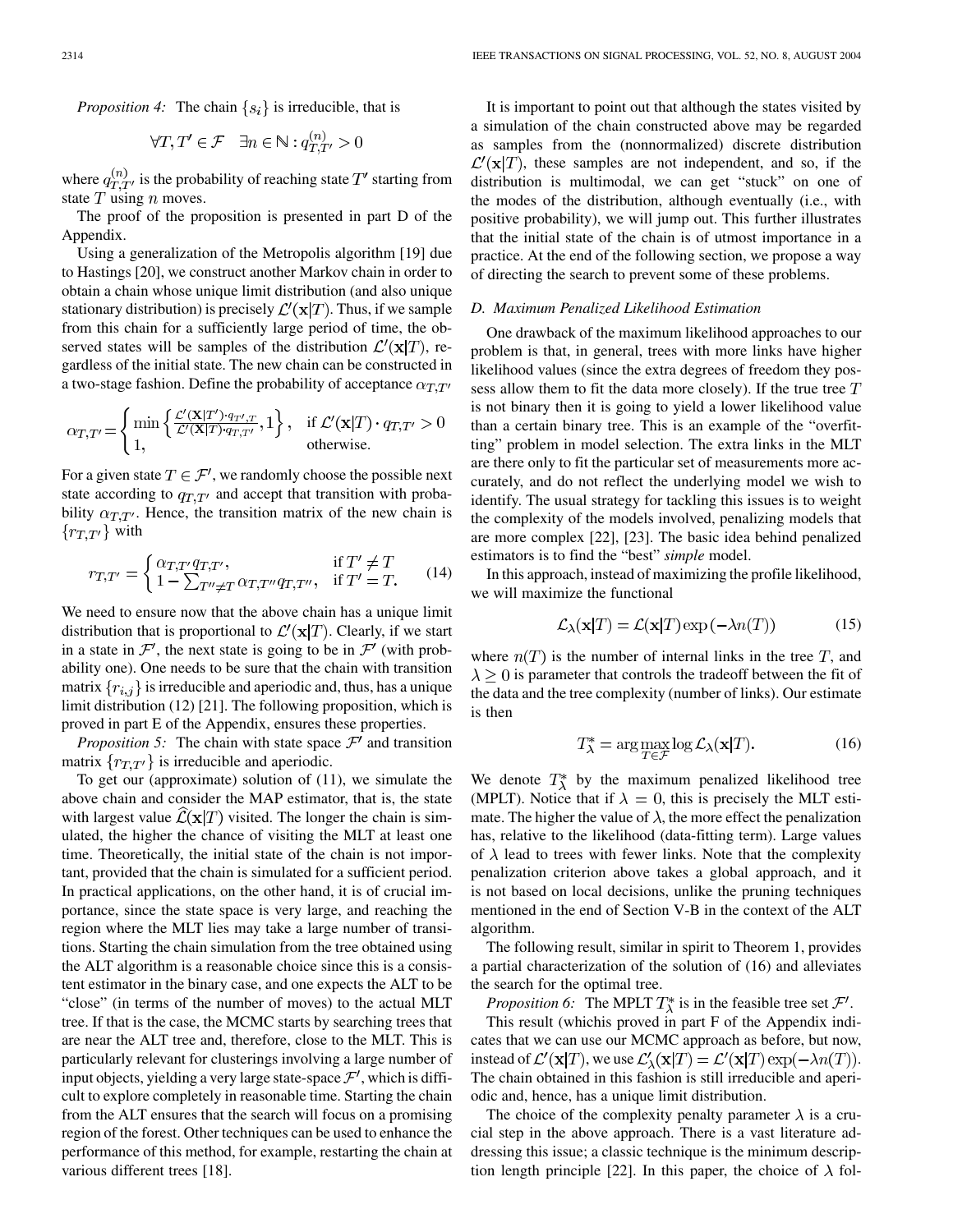*Proposition 4:* The chain $\{s_i\}$ is irreducible, that is

$$\forall T, T' \in \mathcal{F} \quad \exists n \in \mathbb{N} : q_{T,T'}^{(n)} > 0$$

where $q_{T,T'}^{(n)}$ is the probability of reaching state $T'$ starting from state $T$ using $n$ moves.

The proof of the proposition is presented in part D of the Appendix.

Using a generalization of the Metropolis algorithm [19] due to Hastings [20], we construct another Markov chain in order to obtain a chain whose unique limit distribution (and also unique stationary distribution) is precisely $\mathcal{L}'(\mathbf{x}|T)$. Thus, if we sample from this chain for a sufficiently large period of time, the observed states will be samples of the distribution $\mathcal{L}'(\mathbf{x}|T)$, regardless of the initial state. The new chain can be constructed in a two-stage fashion. Define the probability of acceptance $\alpha_{T,T'}$

$$\alpha_{T,T'} = \begin{cases} \min\left\{ \frac{\mathcal{L}'(\mathbf{X}|T') \cdot q_{T',T}}{\mathcal{L}'(\mathbf{X}|T) \cdot q_{T,T'}}, 1 \right\}, & \text{if } \mathcal{L}'(\mathbf{x}|T) \cdot q_{T,T'} > 0 \\ 1, & \text{otherwise.} \end{cases}$$

For a given state $T \in \mathcal{F}'$, we randomly choose the possible next state according to $q_{T,T'}$ and accept that transition with probability $\alpha_{T,T'}$. Hence, the transition matrix of the new chain is $\{r_{T,T'}\}$ with

$$r_{T,T'} = \begin{cases} \alpha_{T,T'} q_{T,T'}, & \text{if } T' \neq T \\ 1 - \sum_{T'' \neq T} \alpha_{T,T''} q_{T,T''}, & \text{if } T' = T. \end{cases} \tag{14}$$

We need to ensure now that the above chain has a unique limit distribution that is proportional to $\mathcal{L}'(\mathbf{x}|T)$. Clearly, if we start in a state in $\mathcal{F}'$, the next state is going to be in $\mathcal{F}'$ (with probability one). One needs to be sure that the chain with transition matrix $\{r_{i,j}\}$ is irreducible and aperiodic and, thus, has a unique limit distribution (12) [21]. The following proposition, which is proved in part E of the Appendix, ensures these properties.

*Proposition 5:* The chain with state space $\mathcal{F}'$ and transition matrix $\{r_{T,T'}\}$ is irreducible and aperiodic.

To get our (approximate) solution of (11), we simulate the above chain and consider the MAP estimator, that is, the state with largest value $\widehat{\mathcal{L}}(\mathbf{x}|T)$ visited. The longer the chain is simulated, the higher the chance of visiting the MLT at least one time. Theoretically, the initial state of the chain is not important, provided that the chain is simulated for a sufficient period. In practical applications, on the other hand, it is of crucial importance, since the state space is very large, and reaching the region where the MLT lies may take a large number of transitions. Starting the chain simulation from the tree obtained using the ALT algorithm is a reasonable choice since this is a consistent estimator in the binary case, and one expects the ALT to be "close" (in terms of the number of moves) to the actual MLT tree. If that is the case, the MCMC starts by searching trees that are near the ALT tree and, therefore, close to the MLT. This is particularly relevant for clusterings involving a large number of input objects, yielding a very large state-space $\mathcal{F}'$, which is difficult to explore completely in reasonable time. Starting the chain from the ALT ensures that the search will focus on a promising region of the forest. Other techniques can be used to enhance the performance of this method, for example, restarting the chain at various different trees [18].

It is important to point out that although the states visited by a simulation of the chain constructed above may be regarded as samples from the (nonnormalized) discrete distribution $\mathcal{L}'(\mathbf{x}|T)$, these samples are not independent, and so, if the distribution is multimodal, we can get "stuck" on one of the modes of the distribution, although eventually (i.e., with positive probability), we will jump out. This further illustrates that the initial state of the chain is of utmost importance in a practice. At the end of the following section, we propose a way of directing the search to prevent some of these problems.

### D. Maximum Penalized Likelihood Estimation

One drawback of the maximum likelihood approaches to our problem is that, in general, trees with more links have higher likelihood values (since the extra degrees of freedom they possess allow them to fit the data more closely). If the true tree $T$ is not binary then it is going to yield a lower likelihood value than a certain binary tree. This is an example of the "overfitting" problem in model selection. The extra links in the MLT are there only to fit the particular set of measurements more accurately, and do not reflect the underlying model we wish to identify. The usual strategy for tackling this issues is to weight the complexity of the models involved, penalizing models that are more complex [22], [23]. The basic idea behind penalized estimators is to find the "best" *simple* model.

In this approach, instead of maximizing the profile likelihood, we will maximize the functional

$$\mathcal{L}_\lambda(\mathbf{x}|T) = \mathcal{L}(\mathbf{x}|T) \exp\left(-\lambda n(T)\right) \tag{15}$$

where $n(T)$ is the number of internal links in the tree $T$, and $\lambda \geq 0$ is parameter that controls the tradeoff between the fit of the data and the tree complexity (number of links). Our estimate is then

$$T_\lambda^* = \arg\max_{T \in \mathcal{F}} \log \mathcal{L}_\lambda(\mathbf{x}|T). \tag{16}$$

We denote $T_\lambda^*$ by the maximum penalized likelihood tree (MPLT). Notice that if $\lambda = 0$, this is precisely the MLT estimate. The higher the value of $\lambda$, the more effect the penalization has, relative to the likelihood (data-fitting term). Large values of $\lambda$ lead to trees with fewer links. Note that the complexity penalization criterion above takes a global approach, and it is not based on local decisions, unlike the pruning techniques mentioned in the end of Section V-B in the context of the ALT algorithm.

The following result, similar in spirit to Theorem 1, provides a partial characterization of the solution of (16) and alleviates the search for the optimal tree.

*Proposition 6:* The MPLT $T_\lambda^*$ is in the feasible tree set $\mathcal{F}'$.

This result (whichis proved in part F of the Appendix indicates that we can use our MCMC approach as before, but now, instead of $\mathcal{L}'(\mathbf{x}|T)$, we use $\mathcal{L}'_\lambda(\mathbf{x}|T) = \mathcal{L}'(\mathbf{x}|T) \exp(-\lambda n(T))$. The chain obtained in this fashion is still irreducible and aperiodic and, hence, has a unique limit distribution.

The choice of the complexity penalty parameter $\lambda$ is a crucial step in the above approach. There is a vast literature addressing this issue; a classic technique is the minimum description length principle [22]. In this paper, the choice of $\lambda$ fol-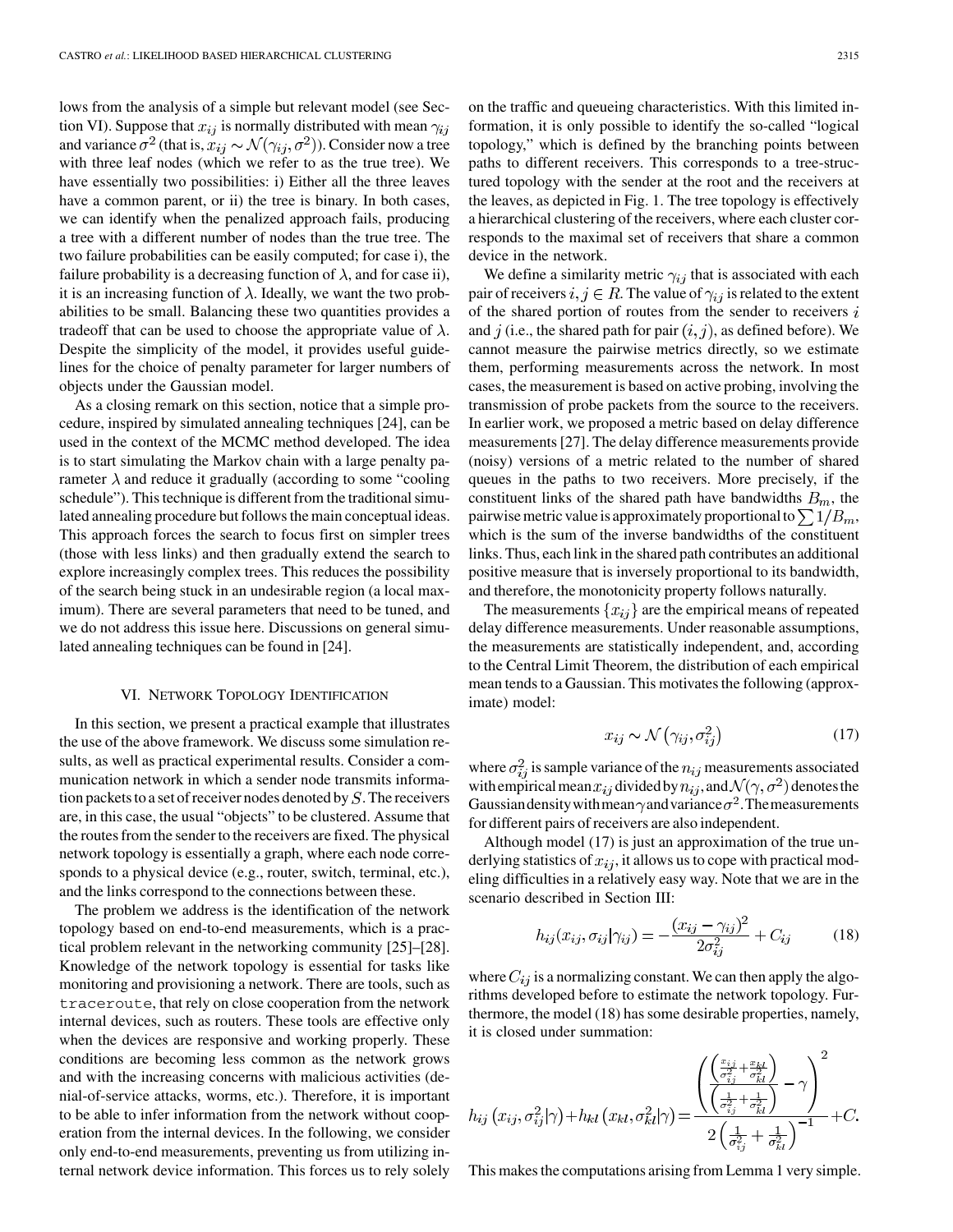lows from the analysis of a simple but relevant model (see Section VI). Suppose that $x_{ij}$ is normally distributed with mean $\gamma_{ij}$ and variance $\sigma^2$ (that is, $x_{ij} \sim \mathcal{N}(\gamma_{ij}, \sigma^2)$). Consider now a tree with three leaf nodes (which we refer to as the true tree). We have essentially two possibilities: i) Either all the three leaves have a common parent, or ii) the tree is binary. In both cases, we can identify when the penalized approach fails, producing a tree with a different number of nodes than the true tree. The two failure probabilities can be easily computed; for case i), the failure probability is a decreasing function of $\lambda$, and for case ii), it is an increasing function of $\lambda$. Ideally, we want the two probabilities to be small. Balancing these two quantities provides a tradeoff that can be used to choose the appropriate value of $\lambda$. Despite the simplicity of the model, it provides useful guidelines for the choice of penalty parameter for larger numbers of objects under the Gaussian model.

As a closing remark on this section, notice that a simple procedure, inspired by simulated annealing techniques [24], can be used in the context of the MCMC method developed. The idea is to start simulating the Markov chain with a large penalty parameter $\lambda$ and reduce it gradually (according to some "cooling schedule"). This technique is different from the traditional simulated annealing procedure but follows the main conceptual ideas. This approach forces the search to focus first on simpler trees (those with less links) and then gradually extend the search to explore increasingly complex trees. This reduces the possibility of the search being stuck in an undesirable region (a local maximum). There are several parameters that need to be tuned, and we do not address this issue here. Discussions on general simulated annealing techniques can be found in [24].

## VI. Network Topology Identification

In this section, we present a practical example that illustrates the use of the above framework. We discuss some simulation results, as well as practical experimental results. Consider a communication network in which a sender node transmits information packets to a set of receiver nodes denoted by $S$. The receivers are, in this case, the usual "objects" to be clustered. Assume that the routes from the sender to the receivers are fixed. The physical network topology is essentially a graph, where each node corresponds to a physical device (e.g., router, switch, terminal, etc.), and the links correspond to the connections between these.

The problem we address is the identification of the network topology based on end-to-end measurements, which is a practical problem relevant in the networking community [25]–[28]. Knowledge of the network topology is essential for tasks like monitoring and provisioning a network. There are tools, such as `traceroute`, that rely on close cooperation from the network internal devices, such as routers. These tools are effective only when the devices are responsive and working properly. These conditions are becoming less common as the network grows and with the increasing concerns with malicious activities (denial-of-service attacks, worms, etc.). Therefore, it is important to be able to infer information from the network without cooperation from the internal devices. In the following, we consider only end-to-end measurements, preventing us from utilizing internal network device information. This forces us to rely solely on the traffic and queueing characteristics. With this limited information, it is only possible to identify the so-called "logical topology," which is defined by the branching points between paths to different receivers. This corresponds to a tree-structured topology with the sender at the root and the receivers at the leaves, as depicted in Fig. 1. The tree topology is effectively a hierarchical clustering of the receivers, where each cluster corresponds to the maximal set of receivers that share a common device in the network.

We define a similarity metric $\gamma_{ij}$ that is associated with each pair of receivers $i, j \in R$. The value of $\gamma_{ij}$ is related to the extent of the shared portion of routes from the sender to receivers $i$ and $j$ (i.e., the shared path for pair $(i, j)$, as defined before). We cannot measure the pairwise metrics directly, so we estimate them, performing measurements across the network. In most cases, the measurement is based on active probing, involving the transmission of probe packets from the source to the receivers. In earlier work, we proposed a metric based on delay difference measurements [27]. The delay difference measurements provide (noisy) versions of a metric related to the number of shared queues in the paths to two receivers. More precisely, if the constituent links of the shared path have bandwidths $B_m$, the pairwise metric value is approximately proportional to $\sum 1/B_m$, which is the sum of the inverse bandwidths of the constituent links. Thus, each link in the shared path contributes an additional positive measure that is inversely proportional to its bandwidth, and therefore, the monotonicity property follows naturally.

The measurements $\{x_{ij}\}$ are the empirical means of repeated delay difference measurements. Under reasonable assumptions, the measurements are statistically independent, and, according to the Central Limit Theorem, the distribution of each empirical mean tends to a Gaussian. This motivates the following (approximate) model:

$$x_{ij} \sim \mathcal{N}\left(\gamma_{ij}, \sigma_{ij}^2\right) \tag{17}$$

where $\sigma_{ij}^2$ is sample variance of the $n_{ij}$ measurements associated with empirical mean $x_{ij}$ divided by $n_{ij}$, and $\mathcal{N}(\gamma, \sigma^2)$ denotes the Gaussian density with mean $\gamma$ and variance $\sigma^2$. The measurements for different pairs of receivers are also independent.

Although model (17) is just an approximation of the true underlying statistics of $x_{ij}$, it allows us to cope with practical modeling difficulties in a relatively easy way. Note that we are in the scenario described in Section III:

$$h_{ij}(x_{ij}, \sigma_{ij}|\gamma_{ij}) = -\frac{(x_{ij} - \gamma_{ij})^2}{2\sigma_{ij}^2} + C_{ij} \tag{18}$$

where $C_{ij}$ is a normalizing constant. We can then apply the algorithms developed before to estimate the network topology. Furthermore, the model (18) has some desirable properties, namely, it is closed under summation:

$$h_{ij}\left(x_{ij}, \sigma_{ij}^2|\gamma\right) + h_{kl}\left(x_{kl}, \sigma_{kl}^2|\gamma\right) = \frac{\left(\frac{\left(\frac{x_{ij}}{\sigma_{ij}^2} + \frac{x_{kl}}{\sigma_{kl}^2}\right)}{\left(\frac{1}{\sigma_{ij}^2} + \frac{1}{\sigma_{kl}^2}\right)} - \gamma\right)^2}{2\left(\frac{1}{\sigma_{ij}^2} + \frac{1}{\sigma_{kl}^2}\right)^{-1}} + C.$$

This makes the computations arising from Lemma 1 very simple.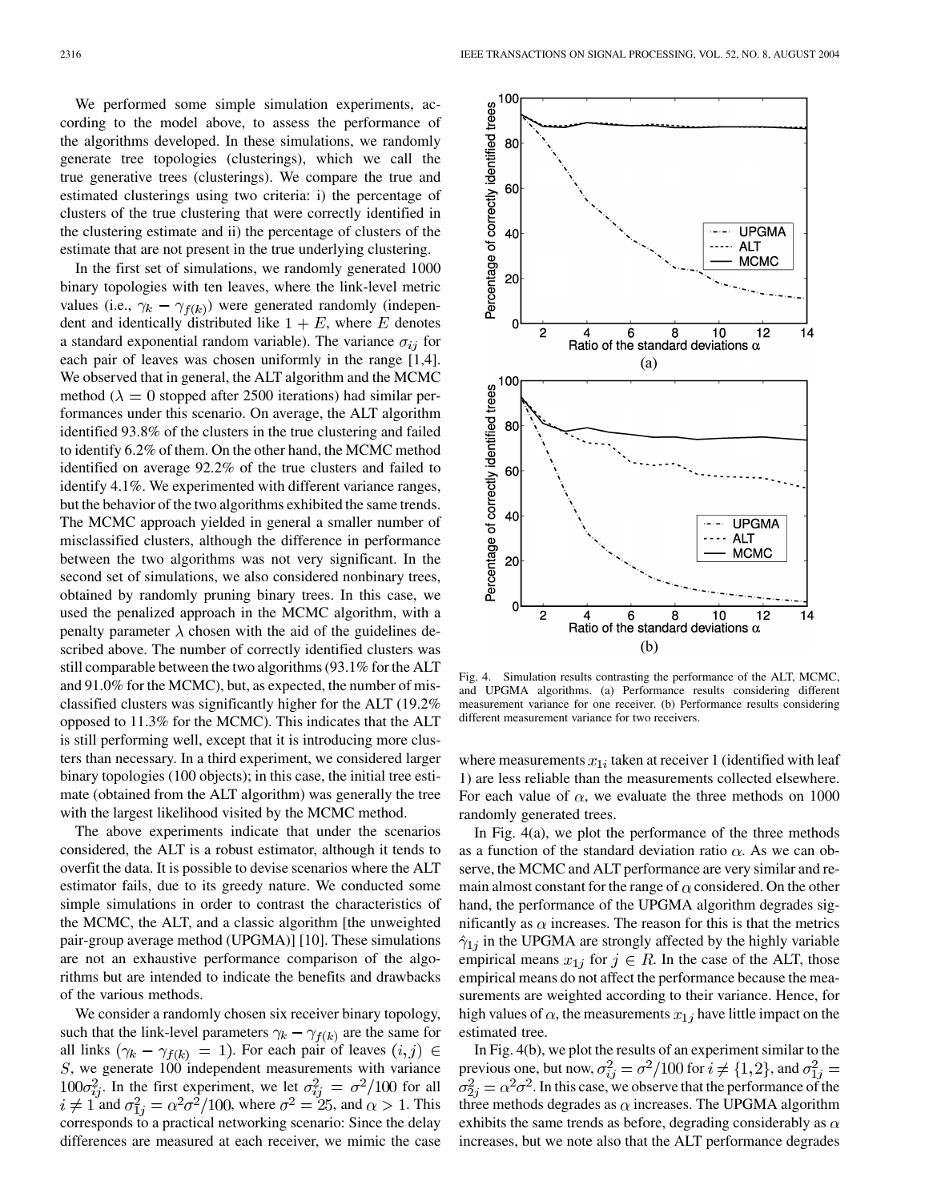We performed some simple simulation experiments, according to the model above, to assess the performance of the algorithms developed. In these simulations, we randomly generate tree topologies (clusterings), which we call the true generative trees (clusterings). We compare the true and estimated clusterings using two criteria: i) the percentage of clusters of the true clustering that were correctly identified in the clustering estimate and ii) the percentage of clusters of the estimate that are not present in the true underlying clustering.

In the first set of simulations, we randomly generated 1000 binary topologies with ten leaves, where the link-level metric values (i.e., $\gamma_k - \gamma_{f(k)}$) were generated randomly (independent and identically distributed like $1 + E$, where $E$ denotes a standard exponential random variable). The variance $\sigma_{ij}$ for each pair of leaves was chosen uniformly in the range [1,4]. We observed that in general, the ALT algorithm and the MCMC method ($\lambda = 0$ stopped after 2500 iterations) had similar performances under this scenario. On average, the ALT algorithm identified 93.8% of the clusters in the true clustering and failed to identify 6.2% of them. On the other hand, the MCMC method identified on average 92.2% of the true clusters and failed to identify 4.1%. We experimented with different variance ranges, but the behavior of the two algorithms exhibited the same trends. The MCMC approach yielded in general a smaller number of misclassified clusters, although the difference in performance between the two algorithms was not very significant. In the second set of simulations, we also considered nonbinary trees, obtained by randomly pruning binary trees. In this case, we used the penalized approach in the MCMC algorithm, with a penalty parameter $\lambda$ chosen with the aid of the guidelines described above. The number of correctly identified clusters was still comparable between the two algorithms (93.1% for the ALT and 91.0% for the MCMC), but, as expected, the number of misclassified clusters was significantly higher for the ALT (19.2% opposed to 11.3% for the MCMC). This indicates that the ALT is still performing well, except that it is introducing more clusters than necessary. In a third experiment, we considered larger binary topologies (100 objects); in this case, the initial tree estimate (obtained from the ALT algorithm) was generally the tree with the largest likelihood visited by the MCMC method.

The above experiments indicate that under the scenarios considered, the ALT is a robust estimator, although it tends to overfit the data. It is possible to devise scenarios where the ALT estimator fails, due to its greedy nature. We conducted some simple simulations in order to contrast the characteristics of the MCMC, the ALT, and a classic algorithm [the unweighted pair-group average method (UPGMA)] [10]. These simulations are not an exhaustive performance comparison of the algorithms but are intended to indicate the benefits and drawbacks of the various methods.

We consider a randomly chosen six receiver binary topology, such that the link-level parameters $\gamma_k - \gamma_{f(k)}$ are the same for all links $(\gamma_k - \gamma_{f(k)} = 1)$. For each pair of leaves $(i,j) \in S$, we generate 100 independent measurements with variance $100\sigma_{ij}^2$. In the first experiment, we let $\sigma_{ij}^2 = \sigma^2/100$ for all $i \neq 1$ and $\sigma_{1j}^2 = \alpha^2\sigma^2/100$, where $\sigma^2 = 25$, and $\alpha > 1$. This corresponds to a practical networking scenario: Since the delay differences are measured at each receiver, we mimic the case where measurements $x_{1i}$ taken at receiver 1 (identified with leaf 1) are less reliable than the measurements collected elsewhere. For each value of $\alpha$, we evaluate the three methods on 1000 randomly generated trees.

Fig. 4. Simulation results contrasting the performance of the ALT, MCMC, and UPGMA algorithms. (a) Performance results considering different measurement variance for one receiver. (b) Performance results considering different measurement variance for two receivers.

In Fig. 4(a), we plot the performance of the three methods as a function of the standard deviation ratio $\alpha$. As we can observe, the MCMC and ALT performance are very similar and remain almost constant for the range of $\alpha$ considered. On the other hand, the performance of the UPGMA algorithm degrades significantly as $\alpha$ increases. The reason for this is that the metrics $\hat{\gamma}_{1j}$ in the UPGMA are strongly affected by the highly variable empirical means $x_{1j}$ for $j \in R$. In the case of the ALT, those empirical means do not affect the performance because the measurements are weighted according to their variance. Hence, for high values of $\alpha$, the measurements $x_{1j}$ have little impact on the estimated tree.

In Fig. 4(b), we plot the results of an experiment similar to the previous one, but now, $\sigma_{ij}^2 = \sigma^2/100$ for $i \neq \{1,2\}$, and $\sigma_{1j}^2 = \sigma_{2j}^2 = \alpha^2\sigma^2$. In this case, we observe that the performance of the three methods degrades as $\alpha$ increases. The UPGMA algorithm exhibits the same trends as before, degrading considerably as $\alpha$ increases, but we note also that the ALT performance degrades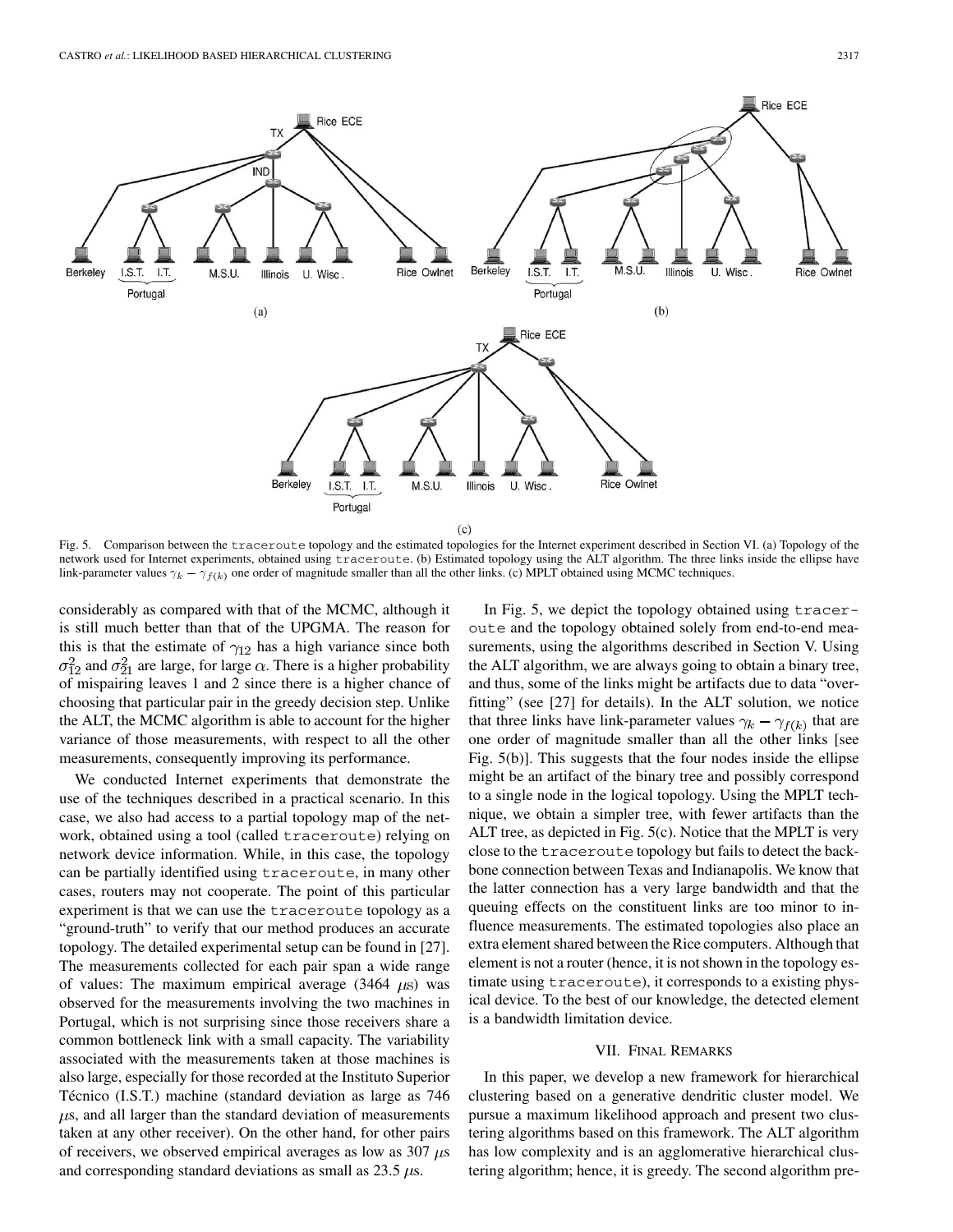Fig. 5. Comparison between the `traceroute` topology and the estimated topologies for the Internet experiment described in Section VI. (a) Topology of the network used for Internet experiments, obtained using `traceroute`. (b) Estimated topology using the ALT algorithm. The three links inside the ellipse have link-parameter values $\gamma_k - \gamma_{f(k)}$ one order of magnitude smaller than all the other links. (c) MPLT obtained using MCMC techniques.

considerably as compared with that of the MCMC, although it is still much better than that of the UPGMA. The reason for this is that the estimate of $\gamma_{12}$ has a high variance since both $\sigma_{12}^2$ and $\sigma_{21}^2$ are large, for large $\alpha$. There is a higher probability of mispairing leaves 1 and 2 since there is a higher chance of choosing that particular pair in the greedy decision step. Unlike the ALT, the MCMC algorithm is able to account for the higher variance of those measurements, with respect to all the other measurements, consequently improving its performance.

We conducted Internet experiments that demonstrate the use of the techniques described in a practical scenario. In this case, we also had access to a partial topology map of the network, obtained using a tool (called `traceroute`) relying on network device information. While, in this case, the topology can be partially identified using `traceroute`, in many other cases, routers may not cooperate. The point of this particular experiment is that we can use the `traceroute` topology as a "ground-truth" to verify that our method produces an accurate topology. The detailed experimental setup can be found in [27]. The measurements collected for each pair span a wide range of values: The maximum empirical average (3464 $\mu$s) was observed for the measurements involving the two machines in Portugal, which is not surprising since those receivers share a common bottleneck link with a small capacity. The variability associated with the measurements taken at those machines is also large, especially for those recorded at the Instituto Superior Técnico (I.S.T.) machine (standard deviation as large as 746 $\mu$s, and all larger than the standard deviation of measurements taken at any other receiver). On the other hand, for other pairs of receivers, we observed empirical averages as low as 307 $\mu$s and corresponding standard deviations as small as 23.5 $\mu$s.

In Fig. 5, we depict the topology obtained using `traceroute` and the topology obtained solely from end-to-end measurements, using the algorithms described in Section V. Using the ALT algorithm, we are always going to obtain a binary tree, and thus, some of the links might be artifacts due to data "overfitting" (see [27] for details). In the ALT solution, we notice that three links have link-parameter values $\gamma_k - \gamma_{f(k)}$ that are one order of magnitude smaller than all the other links [see Fig. 5(b)]. This suggests that the four nodes inside the ellipse might be an artifact of the binary tree and possibly correspond to a single node in the logical topology. Using the MPLT technique, we obtain a simpler tree, with fewer artifacts than the ALT tree, as depicted in Fig. 5(c). Notice that the MPLT is very close to the `traceroute` topology but fails to detect the backbone connection between Texas and Indianapolis. We know that the latter connection has a very large bandwidth and that the queuing effects on the constituent links are too minor to influence measurements. The estimated topologies also place an extra element shared between the Rice computers. Although that element is not a router (hence, it is not shown in the topology estimate using `traceroute`), it corresponds to a existing physical device. To the best of our knowledge, the detected element is a bandwidth limitation device.

## VII. Final Remarks

In this paper, we develop a new framework for hierarchical clustering based on a generative dendritic cluster model. We pursue a maximum likelihood approach and present two clustering algorithms based on this framework. The ALT algorithm has low complexity and is an agglomerative hierarchical clustering algorithm; hence, it is greedy. The second algorithm pre-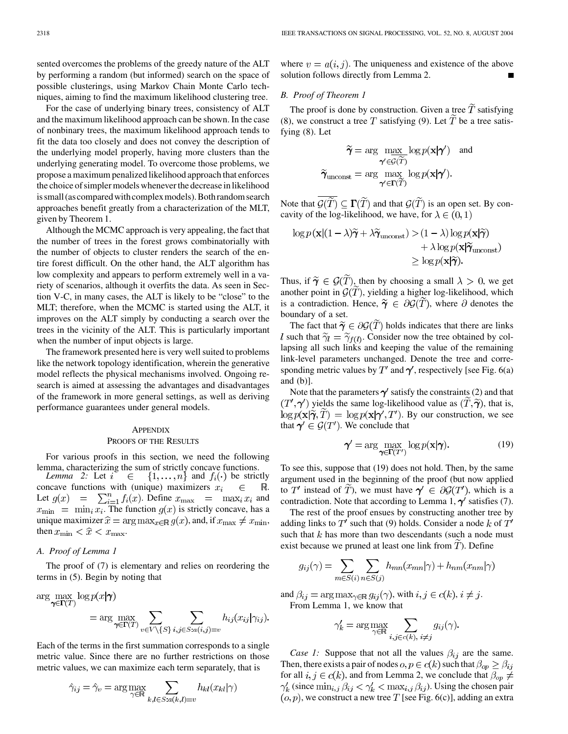sented overcomes the problems of the greedy nature of the ALT by performing a random (but informed) search on the space of possible clusterings, using Markov Chain Monte Carlo techniques, aiming to find the maximum likelihood clustering tree.

For the case of underlying binary trees, consistency of ALT and the maximum likelihood approach can be shown. In the case of nonbinary trees, the maximum likelihood approach tends to fit the data too closely and does not convey the description of the underlying model properly, having more clusters than the underlying generating model. To overcome those problems, we propose a maximum penalized likelihood approach that enforces the choice of simpler models whenever the decrease in likelihood is small (as compared with complex models). Both random search approaches benefit greatly from a characterization of the MLT, given by Theorem 1.

Although the MCMC approach is very appealing, the fact that the number of trees in the forest grows combinatorially with the number of objects to cluster renders the search of the entire forest difficult. On the other hand, the ALT algorithm has low complexity and appears to perform extremely well in a variety of scenarios, although it overfits the data. As seen in Section V-C, in many cases, the ALT is likely to be "close" to the MLT; therefore, when the MCMC is started using the ALT, it improves on the ALT simply by conducting a search over the trees in the vicinity of the ALT. This is particularly important when the number of input objects is large.

The framework presented here is very well suited to problems like the network topology identification, wherein the generative model reflects the physical mechanisms involved. Ongoing research is aimed at assessing the advantages and disadvantages of the framework in more general settings, as well as deriving performance guarantees under general models.

## Appendix
## Proofs of the Results

For various proofs in this section, we need the following lemma, characterizing the sum of strictly concave functions.

*Lemma 2:* Let $i \in \{1,\ldots,n\}$ and $f_i(\cdot)$ be strictly concave functions with (unique) maximizers $x_i \in \mathbb{R}$. Let $g(x) = \sum_{i=1}^{n} f_i(x)$. Define $x_{\max} = \max_i x_i$ and $x_{\min} = \min_i x_i$. The function $g(x)$ is strictly concave, has a unique maximizer $\widehat{x} = \arg\max_{x\in\mathbb{R}} g(x)$, and, if $x_{\max} \neq x_{\min}$, then $x_{\min} < \widehat{x} < x_{\max}$.

### A. Proof of Lemma 1

The proof of (7) is elementary and relies on reordering the terms in (5). Begin by noting that

$$\arg\max_{\boldsymbol{\gamma}\in\boldsymbol{\Gamma}(T)} \log p(x|\boldsymbol{\gamma}) = \arg\max_{\boldsymbol{\gamma}\in\boldsymbol{\Gamma}(T)} \sum_{v\in V\setminus\{S\}} \sum_{i,j\in S:a(i,j)=v} h_{ij}(x_{ij}|\gamma_{ij}).$$

Each of the terms in the first summation corresponds to a single metric value. Since there are no further restrictions on those metric values, we can maximize each term separately, that is

$$\hat{\gamma}_{ij} = \hat{\gamma}_v = \arg\max_{\gamma\in\mathbb{R}} \sum_{k,l\in S:a(k,l)=v} h_{kl}(x_{kl}|\gamma)$$

where $v = a(i,j)$. The uniqueness and existence of the above solution follows directly from Lemma 2. ∎

### B. Proof of Theorem 1

The proof is done by construction. Given a tree $\widetilde{T}$ satisfying (8), we construct a tree $T$ satisfying (9). Let $\widetilde{T}$ be a tree satisfying (8). Let

$$\widetilde{\boldsymbol{\gamma}} = \arg\max_{\boldsymbol{\gamma}'\in\mathcal{G}(\widetilde{T})} \log p(\mathbf{x}|\boldsymbol{\gamma}') \quad \text{and}$$
$$\widetilde{\boldsymbol{\gamma}}_{\text{unconst}} = \arg\max_{\boldsymbol{\gamma}'\in\boldsymbol{\Gamma}(\widetilde{T})} \log p(\mathbf{x}|\boldsymbol{\gamma}').$$

Note that $\overline{\mathcal{G}(\widetilde{T})} \subseteq \boldsymbol{\Gamma}(\widetilde{T})$ and that $\mathcal{G}(\widetilde{T})$ is an open set. By concavity of the log-likelihood, we have, for $\lambda \in (0,1)$

$$\begin{aligned}\log p(\mathbf{x}|(1-\lambda)\widetilde{\boldsymbol{\gamma}} + \lambda\widetilde{\boldsymbol{\gamma}}_{\text{unconst}}) &> (1-\lambda)\log p(\mathbf{x}|\widetilde{\boldsymbol{\gamma}}) \\ &\quad + \lambda \log p(\mathbf{x}|\widetilde{\boldsymbol{\gamma}}_{\text{unconst}}) \\ &\geq \log p(\mathbf{x}|\widetilde{\boldsymbol{\gamma}}).\end{aligned}$$

Thus, if $\widetilde{\boldsymbol{\gamma}} \in \mathcal{G}(\widetilde{T})$, then by choosing a small $\lambda > 0$, we get another point in $\mathcal{G}(\widetilde{T})$, yielding a higher log-likelihood, which is a contradiction. Hence, $\widetilde{\boldsymbol{\gamma}} \in \partial\mathcal{G}(\widetilde{T})$, where $\partial$ denotes the boundary of a set.

The fact that $\widetilde{\boldsymbol{\gamma}} \in \partial\mathcal{G}(\widetilde{T})$ holds indicates that there are links $l$ such that $\widetilde{\gamma}_l = \widetilde{\gamma}_{f(l)}$. Consider now the tree obtained by collapsing all such links and keeping the value of the remaining link-level parameters unchanged. Denote the tree and corresponding metric values by $T'$ and $\boldsymbol{\gamma}'$, respectively [see Fig. 6(a) and (b)].

Note that the parameters $\boldsymbol{\gamma}'$ satisfy the constraints (2) and that $(T',\boldsymbol{\gamma}')$ yields the same log-likelihood value as $(\widetilde{T},\widetilde{\boldsymbol{\gamma}})$, that is, $\log p(\mathbf{x}|\widetilde{\boldsymbol{\gamma}},\widetilde{T}) = \log p(\mathbf{x}|\boldsymbol{\gamma}',T')$. By our construction, we see that $\boldsymbol{\gamma}' \in \mathcal{G}(T')$. We conclude that

$$\boldsymbol{\gamma}' = \arg\max_{\boldsymbol{\gamma}\in\boldsymbol{\Gamma}(T')} \log p(\mathbf{x}|\boldsymbol{\gamma}). \tag{19}$$

To see this, suppose that (19) does not hold. Then, by the same argument used in the beginning of the proof (but now applied to $T'$ instead of $\widetilde{T}$), we must have $\boldsymbol{\gamma}' \in \partial\mathcal{G}(T')$, which is a contradiction. Note that according to Lemma 1, $\boldsymbol{\gamma}'$ satisfies (7).

The rest of the proof ensues by constructing another tree by adding links to $T'$ such that (9) holds. Consider a node $k$ of $T'$ such that $k$ has more than two descendants (such a node must exist because we pruned at least one link from $\widetilde{T}$). Define

$$g_{ij}(\gamma) = \sum_{m\in S(i)} \sum_{n\in S(j)} h_{mn}(x_{mn}|\gamma) + h_{nm}(x_{nm}|\gamma)$$

and $\beta_{ij} = \arg\max_{\gamma\in\mathbb{R}} g_{ij}(\gamma)$, with $i,j \in c(k)$, $i \neq j$.

From Lemma 1, we know that

$$\gamma'_k = \arg\max_{\gamma\in\mathbb{R}} \sum_{i,j\in c(k),\ i\neq j} g_{ij}(\gamma).$$

*Case 1:* Suppose that not all the values $\beta_{ij}$ are the same. Then, there exists a pair of nodes $o,p \in c(k)$ such that $\beta_{op} \geq \beta_{ij}$ for all $i,j \in c(k)$, and from Lemma 2, we conclude that $\beta_{op} \neq \gamma'_k$ (since $\min_{i,j}\beta_{ij} < \gamma'_k < \max_{i,j}\beta_{ij}$). Using the chosen pair $(o,p)$, we construct a new tree $T$ [see Fig. 6(c)], adding an extra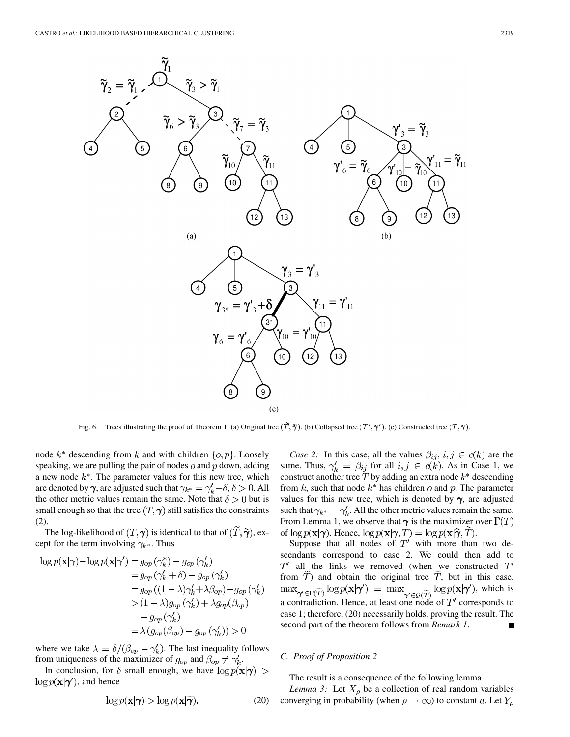Fig. 6. Trees illustrating the proof of Theorem 1. (a) Original tree $(\widetilde{T}, \widetilde{\boldsymbol{\gamma}})$. (b) Collapsed tree $(T', \boldsymbol{\gamma}')$. (c) Constructed tree $(T, \boldsymbol{\gamma})$.

node $k^*$ descending from $k$ and with children $\{o, p\}$. Loosely speaking, we are pulling the pair of nodes $o$ and $p$ down, adding a new node $k^*$. The parameter values for this new tree, which are denoted by $\boldsymbol{\gamma}$, are adjusted such that $\gamma_{k^*} = \gamma'_k + \delta, \delta > 0$. All the other metric values remain the same. Note that $\delta > 0$ but is small enough so that the tree $(T, \boldsymbol{\gamma})$ still satisfies the constraints (2).

The log-likelihood of $(T, \boldsymbol{\gamma})$ is identical to that of $(\widetilde{T}, \widetilde{\boldsymbol{\gamma}})$, except for the term involving $\gamma_{k^*}$. Thus

$$
\begin{aligned}
\log p(\mathbf{x}|\gamma) - \log p(\mathbf{x}|\gamma') &= g_{op}(\gamma^*_k) - g_{op}(\gamma'_k) \\
&= g_{op}(\gamma'_k + \delta) - g_{op}(\gamma'_k) \\
&= g_{op}((1-\lambda)\gamma'_k + \lambda\beta_{op}) - g_{op}(\gamma'_k) \\
&> (1-\lambda) g_{op}(\gamma'_k) + \lambda g_{op}(\beta_{op}) \\
&\quad - g_{op}(\gamma'_k) \\
&= \lambda (g_{op}(\beta_{op}) - g_{op}(\gamma'_k)) > 0
\end{aligned}
$$

where we take $\lambda = \delta / (\beta_{op} - \gamma'_k)$. The last inequality follows from uniqueness of the maximizer of $g_{op}$ and $\beta_{op} \neq \gamma'_k$.

In conclusion, for $\delta$ small enough, we have $\log p(\mathbf{x}|\boldsymbol{\gamma}) > \log p(\mathbf{x}|\boldsymbol{\gamma}')$, and hence

$$
\log p(\mathbf{x}|\boldsymbol{\gamma}) > \log p(\mathbf{x}|\widetilde{\boldsymbol{\gamma}}). \tag{20}
$$

*Case 2:* In this case, all the values $\beta_{ij}, i, j \in c(k)$ are the same. Thus, $\gamma'_k = \beta_{ij}$ for all $i, j \in c(k)$. As in Case 1, we construct another tree $T$ by adding an extra node $k^*$ descending from $k$, such that node $k^*$ has children $o$ and $p$. The parameter values for this new tree, which is denoted by $\boldsymbol{\gamma}$, are adjusted such that $\gamma_{k^*} = \gamma'_k$. All the other metric values remain the same. From Lemma 1, we observe that $\boldsymbol{\gamma}$ is the maximizer over $\boldsymbol{\Gamma}(T)$ of $\log p(\mathbf{x}|\boldsymbol{\gamma})$. Hence, $\log p(\mathbf{x}|\boldsymbol{\gamma}, T) = \log p(\mathbf{x}|\widetilde{\boldsymbol{\gamma}}, \widetilde{T})$.

Suppose that all nodes of $T'$ with more than two descendants correspond to case 2. We could then add to $T'$ all the links we removed (when we constructed $T'$ from $\widetilde{T}$) and obtain the original tree $\widetilde{T}$, but in this case, $\max_{\boldsymbol{\gamma}' \in \boldsymbol{\Gamma}(\widetilde{T})} \log p(\mathbf{x}|\boldsymbol{\gamma}') = \max_{\boldsymbol{\gamma}' \in \overline{\mathcal{G}(\widetilde{T})}} \log p(\mathbf{x}|\boldsymbol{\gamma}')$, which is a contradiction. Hence, at least one node of $T'$ corresponds to case 1; therefore, (20) necessarily holds, proving the result. The second part of the theorem follows from *Remark 1*. ∎

### C. Proof of Proposition 2

The result is a consequence of the following lemma.

*Lemma 3:* Let $X_\rho$ be a collection of real random variables converging in probability (when $\rho \to \infty$) to constant $a$. Let $Y_\rho$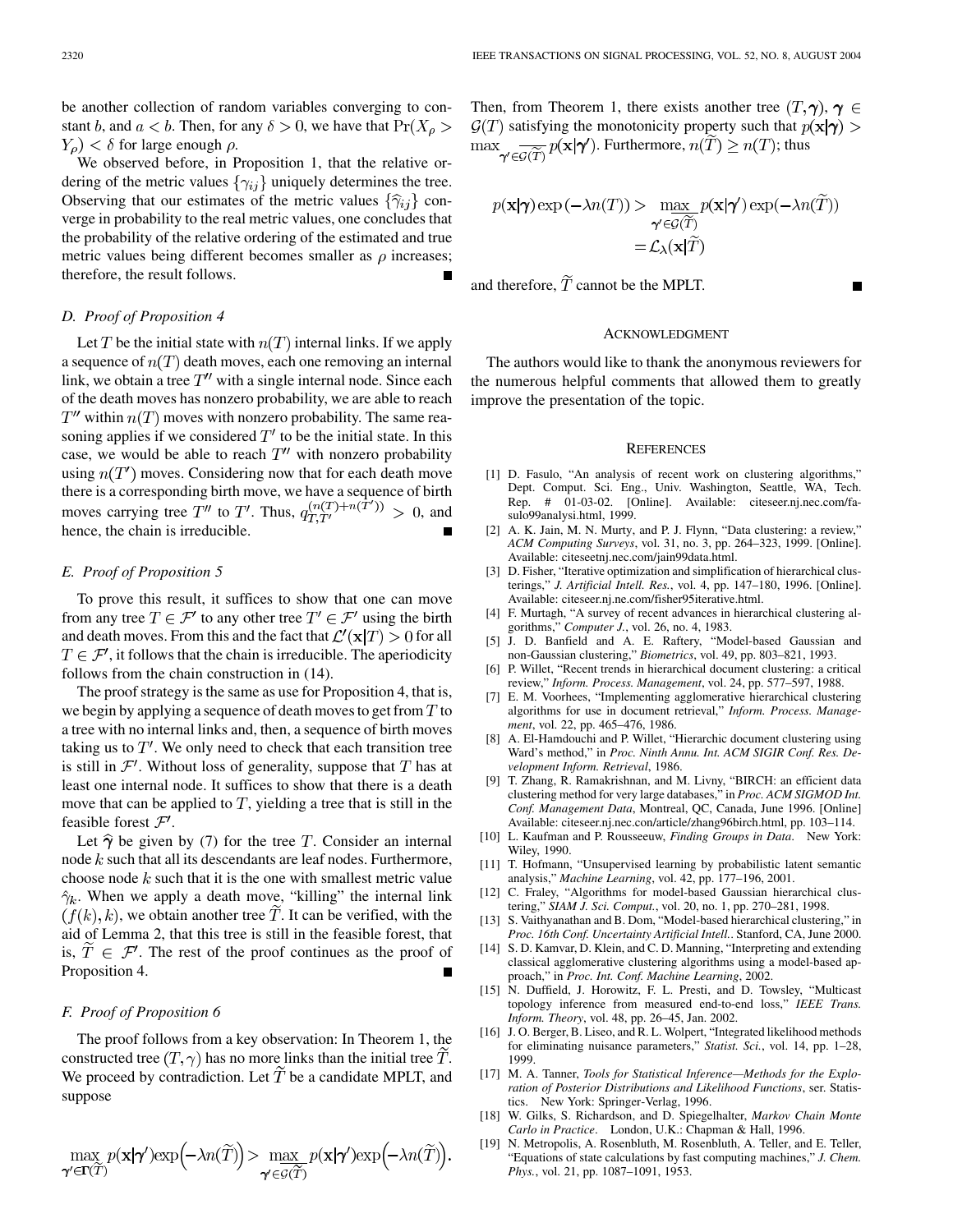be another collection of random variables converging to constant $b$, and $a < b$. Then, for any $\delta > 0$, we have that $\Pr(X_\rho > Y_\rho) < \delta$ for large enough $\rho$.

We observed before, in Proposition 1, that the relative ordering of the metric values $\{\gamma_{ij}\}$ uniquely determines the tree. Observing that our estimates of the metric values $\{\widehat{\gamma}_{ij}\}$ converge in probability to the real metric values, one concludes that the probability of the relative ordering of the estimated and true metric values being different becomes smaller as $\rho$ increases; therefore, the result follows. ∎

### D. Proof of Proposition 4

Let $T$ be the initial state with $n(T)$ internal links. If we apply a sequence of $n(T)$ death moves, each one removing an internal link, we obtain a tree $T''$ with a single internal node. Since each of the death moves has nonzero probability, we are able to reach $T''$ within $n(T)$ moves with nonzero probability. The same reasoning applies if we considered $T'$ to be the initial state. In this case, we would be able to reach $T''$ with nonzero probability using $n(T')$ moves. Considering now that for each death move there is a corresponding birth move, we have a sequence of birth moves carrying tree $T''$ to $T'$. Thus, $q_{T,T'}^{(n(T)+n(T'))} > 0$, and hence, the chain is irreducible. ∎

### E. Proof of Proposition 5

To prove this result, it suffices to show that one can move from any tree $T \in \mathcal{F}'$ to any other tree $T' \in \mathcal{F}'$ using the birth and death moves. From this and the fact that $\mathcal{L}'(\mathbf{x}|T) > 0$ for all $T \in \mathcal{F}'$, it follows that the chain is irreducible. The aperiodicity follows from the chain construction in (14).

The proof strategy is the same as use for Proposition 4, that is, we begin by applying a sequence of death moves to get from $T$ to a tree with no internal links and, then, a sequence of birth moves taking us to $T'$. We only need to check that each transition tree is still in $\mathcal{F}'$. Without loss of generality, suppose that $T$ has at least one internal node. It suffices to show that there is a death move that can be applied to $T$, yielding a tree that is still in the feasible forest $\mathcal{F}'$.

Let $\hat{\boldsymbol{\gamma}}$ be given by (7) for the tree $T$. Consider an internal node $k$ such that all its descendants are leaf nodes. Furthermore, choose node $k$ such that it is the one with smallest metric value $\hat{\gamma}_k$. When we apply a death move, "killing" the internal link $(f(k), k)$, we obtain another tree $\widetilde{T}$. It can be verified, with the aid of Lemma 2, that this tree is still in the feasible forest, that is, $\widetilde{T} \in \mathcal{F}'$. The rest of the proof continues as the proof of Proposition 4. ∎

### F. Proof of Proposition 6

The proof follows from a key observation: In Theorem 1, the constructed tree $(T, \gamma)$ has no more links than the initial tree $\widetilde{T}$. We proceed by contradiction. Let $\widetilde{T}$ be a candidate MPLT, and suppose

$$\max_{\boldsymbol{\gamma}' \in \boldsymbol{\Gamma}(\widetilde{T})} p(\mathbf{x}|\boldsymbol{\gamma}') \exp\left(-\lambda n(\widetilde{T})\right) > \max_{\boldsymbol{\gamma}' \in \overline{\mathcal{G}(\widetilde{T})}} p(\mathbf{x}|\boldsymbol{\gamma}') \exp\left(-\lambda n(\widetilde{T})\right).$$

Then, from Theorem 1, there exists another tree $(T, \boldsymbol{\gamma})$, $\boldsymbol{\gamma} \in \mathcal{G}(T)$ satisfying the monotonicity property such that $p(\mathbf{x}|\boldsymbol{\gamma}) > \max_{\boldsymbol{\gamma}' \in \overline{\mathcal{G}(\widetilde{T})}} p(\mathbf{x}|\boldsymbol{\gamma}')$. Furthermore, $n(\widetilde{T}) \geq n(T)$; thus

$$\begin{aligned} p(\mathbf{x}|\boldsymbol{\gamma}) \exp(-\lambda n(T)) &> \max_{\boldsymbol{\gamma}' \in \overline{\mathcal{G}(\widetilde{T})}} p(\mathbf{x}|\boldsymbol{\gamma}') \exp(-\lambda n(\widetilde{T})) \\ &= \mathcal{L}_\lambda(\mathbf{x}|\widetilde{T}) \end{aligned}$$

and therefore, $\widetilde{T}$ cannot be the MPLT. ∎

## Acknowledgment

The authors would like to thank the anonymous reviewers for the numerous helpful comments that allowed them to greatly improve the presentation of the topic.

## References

[1] D. Fasulo, "An analysis of recent work on clustering algorithms," Dept. Comput. Sci. Eng., Univ. Washington, Seattle, WA, Tech. Rep. # 01-03-02. [Online]. Available: citeseer.nj.nec.com/fasulo99analysi.html, 1999.

[2] A. K. Jain, M. N. Murty, and P. J. Flynn, "Data clustering: a review," *ACM Computing Surveys*, vol. 31, no. 3, pp. 264–323, 1999. [Online]. Available: citeseetnj.nec.com/jain99data.html.

[3] D. Fisher, "Iterative optimization and simplification of hierarchical clusterings," *J. Artificial Intell. Res.*, vol. 4, pp. 147–180, 1996. [Online]. Available: citeseer.nj.ne.com/fisher95iterative.html.

[4] F. Murtagh, "A survey of recent advances in hierarchical clustering algorithms," *Computer J.*, vol. 26, no. 4, 1983.

[5] J. D. Banfield and A. E. Raftery, "Model-based Gaussian and non-Gaussian clustering," *Biometrics*, vol. 49, pp. 803–821, 1993.

[6] P. Willet, "Recent trends in hierarchical document clustering: a critical review," *Inform. Process. Management*, vol. 24, pp. 577–597, 1988.

[7] E. M. Voorhees, "Implementing agglomerative hierarchical clustering algorithms for use in document retrieval," *Inform. Process. Management*, vol. 22, pp. 465–476, 1986.

[8] A. El-Hamdouchi and P. Willet, "Hierarchic document clustering using Ward's method," in *Proc. Ninth Annu. Int. ACM SIGIR Conf. Res. Development Inform. Retrieval*, 1986.

[9] T. Zhang, R. Ramakrishnan, and M. Livny, "BIRCH: an efficient data clustering method for very large databases," in *Proc. ACM SIGMOD Int. Conf. Management Data*, Montreal, QC, Canada, June 1996. [Online] Available: citeseer.nj.nec.com/article/zhang96birch.html, pp. 103–114.

[10] L. Kaufman and P. Rousseeuw, *Finding Groups in Data*. New York: Wiley, 1990.

[11] T. Hofmann, "Unsupervised learning by probabilistic latent semantic analysis," *Machine Learning*, vol. 42, pp. 177–196, 2001.

[12] C. Fraley, "Algorithms for model-based Gaussian hierarchical clustering," *SIAM J. Sci. Comput.*, vol. 20, no. 1, pp. 270–281, 1998.

[13] S. Vaithyanathan and B. Dom, "Model-based hierarchical clustering," in *Proc. 16th Conf. Uncertainty Artificial Intell.*. Stanford, CA, June 2000.

[14] S. D. Kamvar, D. Klein, and C. D. Manning, "Interpreting and extending classical agglomerative clustering algorithms using a model-based approach," in *Proc. Int. Conf. Machine Learning*, 2002.

[15] N. Duffield, J. Horowitz, F. L. Presti, and D. Towsley, "Multicast topology inference from measured end-to-end loss," *IEEE Trans. Inform. Theory*, vol. 48, pp. 26–45, Jan. 2002.

[16] J. O. Berger, B. Liseo, and R. L. Wolpert, "Integrated likelihood methods for eliminating nuisance parameters," *Statist. Sci.*, vol. 14, pp. 1–28, 1999.

[17] M. A. Tanner, *Tools for Statistical Inference—Methods for the Exploration of Posterior Distributions and Likelihood Functions*, ser. Statistics. New York: Springer-Verlag, 1996.

[18] W. Gilks, S. Richardson, and D. Spiegelhalter, *Markov Chain Monte Carlo in Practice*. London, U.K.: Chapman & Hall, 1996.

[19] N. Metropolis, A. Rosenbluth, M. Rosenbluth, A. Teller, and E. Teller, "Equations of state calculations by fast computing machines," *J. Chem. Phys.*, vol. 21, pp. 1087–1091, 1953.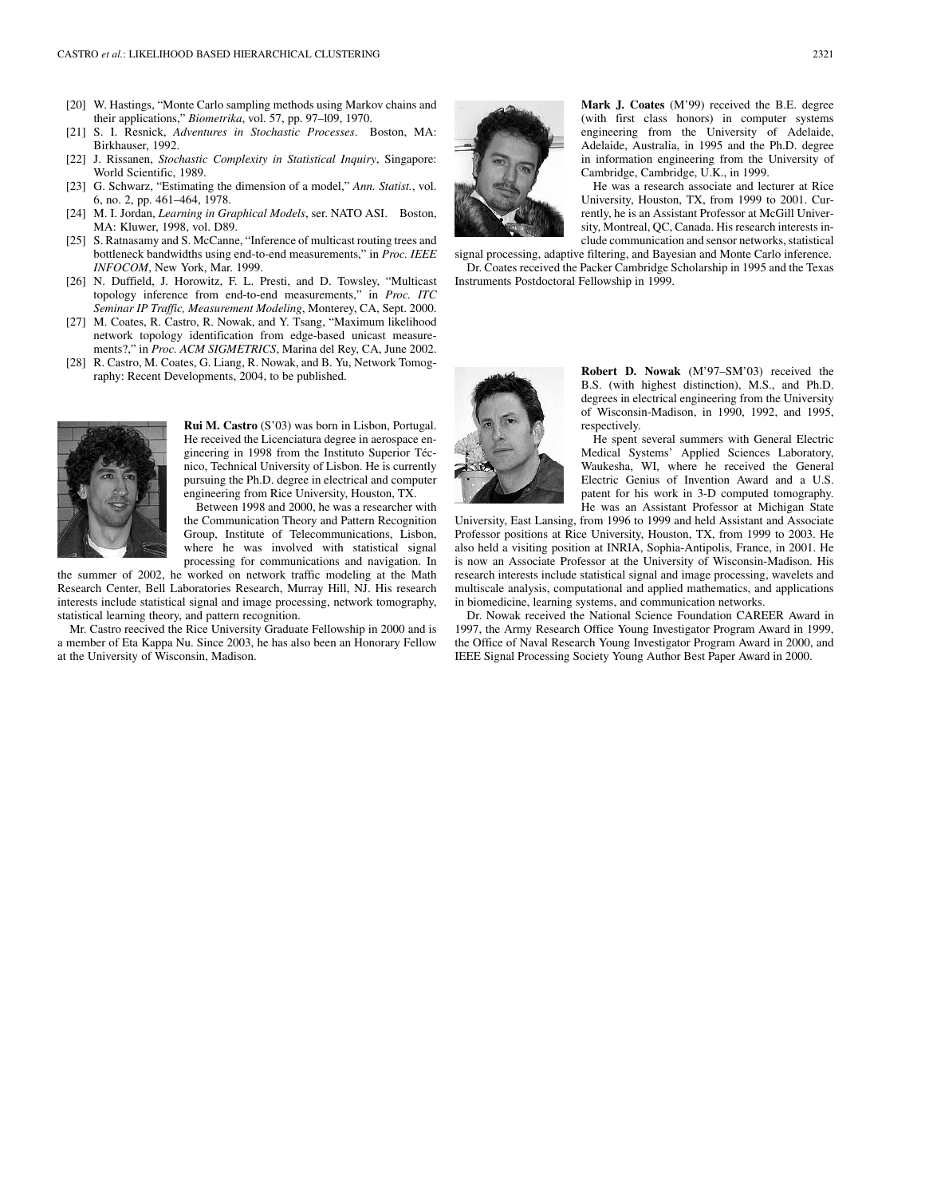[20] W. Hastings, "Monte Carlo sampling methods using Markov chains and their applications," *Biometrika*, vol. 57, pp. 97–l09, 1970.

[21] S. I. Resnick, *Adventures in Stochastic Processes*. Boston, MA: Birkhauser, 1992.

[22] J. Rissanen, *Stochastic Complexity in Statistical Inquiry*, Singapore: World Scientific, 1989.

[23] G. Schwarz, "Estimating the dimension of a model," *Ann. Statist.*, vol. 6, no. 2, pp. 461–464, 1978.

[24] M. I. Jordan, *Learning in Graphical Models*, ser. NATO ASI. Boston, MA: Kluwer, 1998, vol. D89.

[25] S. Ratnasamy and S. McCanne, "Inference of multicast routing trees and bottleneck bandwidths using end-to-end measurements," in *Proc. IEEE INFOCOM*, New York, Mar. 1999.

[26] N. Duffield, J. Horowitz, F. L. Presti, and D. Towsley, "Multicast topology inference from end-to-end measurements," in *Proc. ITC Seminar IP Traffic, Measurement Modeling*, Monterey, CA, Sept. 2000.

[27] M. Coates, R. Castro, R. Nowak, and Y. Tsang, "Maximum likelihood network topology identification from edge-based unicast measurements?," in *Proc. ACM SIGMETRICS*, Marina del Rey, CA, June 2002.

[28] R. Castro, M. Coates, G. Liang, R. Nowak, and B. Yu, Network Tomography: Recent Developments, 2004, to be published.

**Rui M. Castro** (S'03) was born in Lisbon, Portugal. He received the Licenciatura degree in aerospace engineering in 1998 from the Instituto Superior Técnico, Technical University of Lisbon. He is currently pursuing the Ph.D. degree in electrical and computer engineering from Rice University, Houston, TX.

Between 1998 and 2000, he was a researcher with the Communication Theory and Pattern Recognition Group, Institute of Telecommunications, Lisbon, where he was involved with statistical signal processing for communications and navigation. In the summer of 2002, he worked on network traffic modeling at the Math Research Center, Bell Laboratories Research, Murray Hill, NJ. His research interests include statistical signal and image processing, network tomography, statistical learning theory, and pattern recognition.

Mr. Castro reecived the Rice University Graduate Fellowship in 2000 and is a member of Eta Kappa Nu. Since 2003, he has also been an Honorary Fellow at the University of Wisconsin, Madison.

**Mark J. Coates** (M'99) received the B.E. degree (with first class honors) in computer systems engineering from the University of Adelaide, Adelaide, Australia, in 1995 and the Ph.D. degree in information engineering from the University of Cambridge, Cambridge, U.K., in 1999.

He was a research associate and lecturer at Rice University, Houston, TX, from 1999 to 2001. Currently, he is an Assistant Professor at McGill University, Montreal, QC, Canada. His research interests include communication and sensor networks, statistical signal processing, adaptive filtering, and Bayesian and Monte Carlo inference.

Dr. Coates received the Packer Cambridge Scholarship in 1995 and the Texas Instruments Postdoctoral Fellowship in 1999.

**Robert D. Nowak** (M'97–SM'03) received the B.S. (with highest distinction), M.S., and Ph.D. degrees in electrical engineering from the University of Wisconsin-Madison, in 1990, 1992, and 1995, respectively.

He spent several summers with General Electric Medical Systems' Applied Sciences Laboratory, Waukesha, WI, where he received the General Electric Genius of Invention Award and a U.S. patent for his work in 3-D computed tomography. He was an Assistant Professor at Michigan State University, East Lansing, from 1996 to 1999 and held Assistant and Associate Professor positions at Rice University, Houston, TX, from 1999 to 2003. He also held a visiting position at INRIA, Sophia-Antipolis, France, in 2001. He is now an Associate Professor at the University of Wisconsin-Madison. His research interests include statistical signal and image processing, wavelets and multiscale analysis, computational and applied mathematics, and applications in biomedicine, learning systems, and communication networks.

Dr. Nowak received the National Science Foundation CAREER Award in 1997, the Army Research Office Young Investigator Program Award in 1999, the Office of Naval Research Young Investigator Program Award in 2000, and IEEE Signal Processing Society Young Author Best Paper Award in 2000.